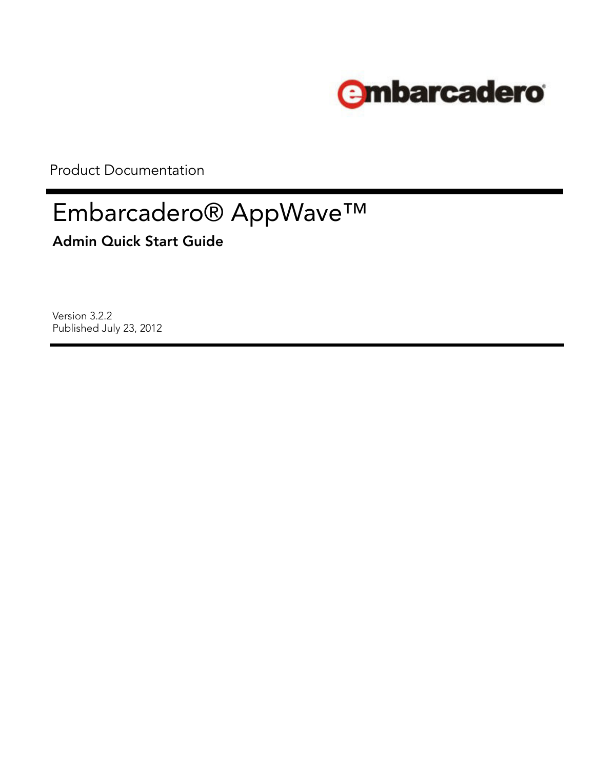embarcadero

Product Documentation

# Embarcadero® AppWave™

## Admin Quick Start Guide

Version 3.2.2
Published July 23, 2012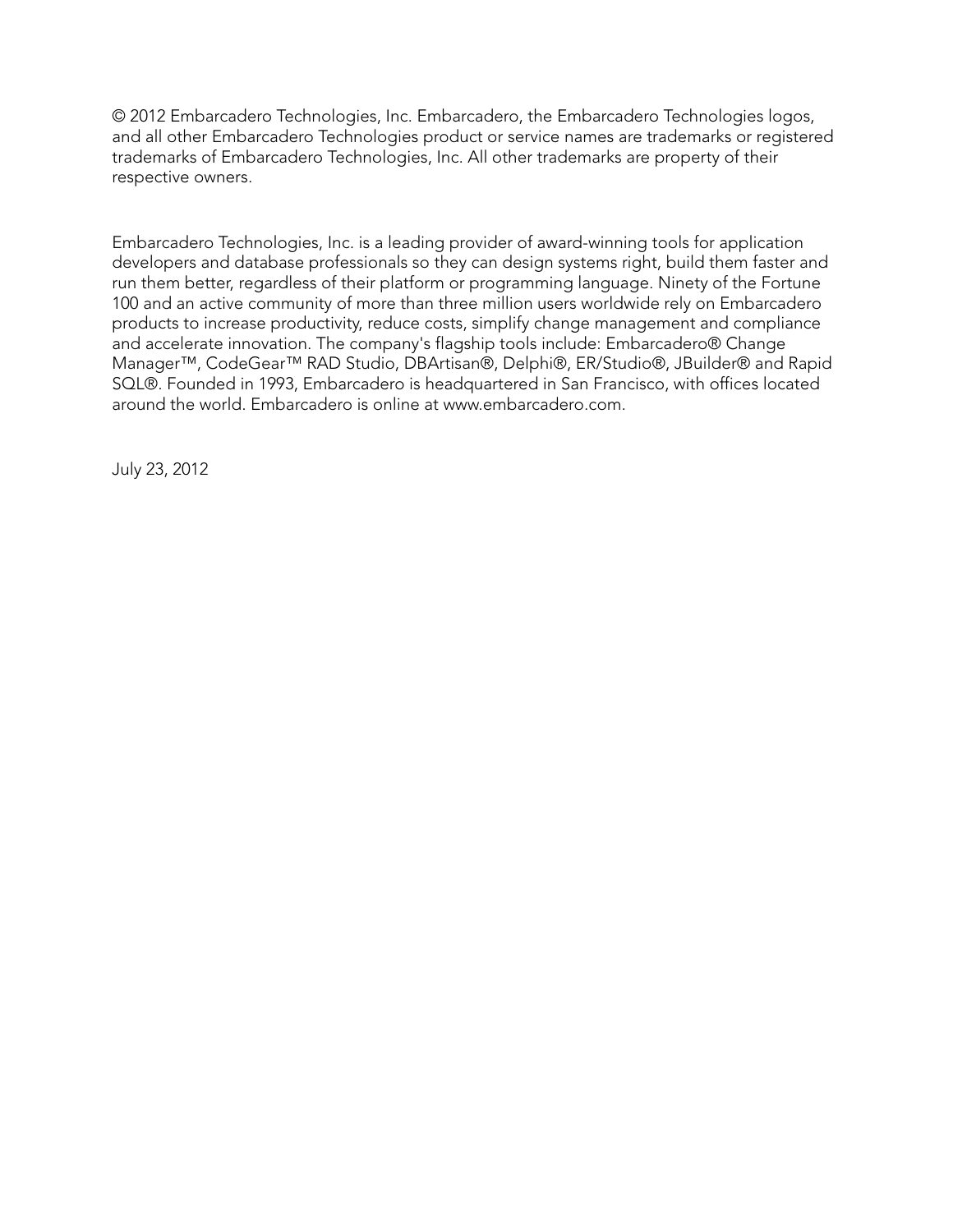© 2012 Embarcadero Technologies, Inc. Embarcadero, the Embarcadero Technologies logos, and all other Embarcadero Technologies product or service names are trademarks or registered trademarks of Embarcadero Technologies, Inc. All other trademarks are property of their respective owners.

Embarcadero Technologies, Inc. is a leading provider of award-winning tools for application developers and database professionals so they can design systems right, build them faster and run them better, regardless of their platform or programming language. Ninety of the Fortune 100 and an active community of more than three million users worldwide rely on Embarcadero products to increase productivity, reduce costs, simplify change management and compliance and accelerate innovation. The company's flagship tools include: Embarcadero® Change Manager™, CodeGear™ RAD Studio, DBArtisan®, Delphi®, ER/Studio®, JBuilder® and Rapid SQL®. Founded in 1993, Embarcadero is headquartered in San Francisco, with offices located around the world. Embarcadero is online at www.embarcadero.com.

July 23, 2012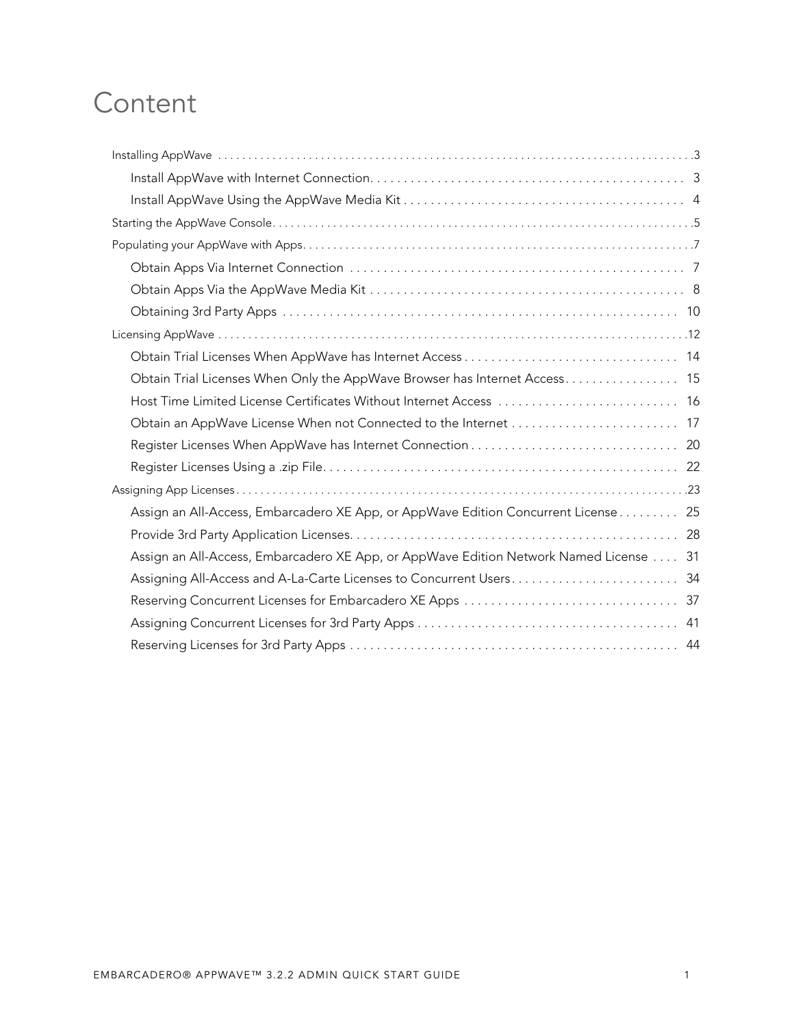# Content

- Installing AppWave . . . . . . . . . . . . . . . . . . . . . . . . . . . . . . . . . . . . . . . . . . . . . . . . . . . . . . . . . . . . . . . . . . . . . . . . . . 3
  - Install AppWave with Internet Connection. . . . . . . . . . . . . . . . . . . . . . . . . . . . . . . . . . . . . . . . . . . . . . . 3
  - Install AppWave Using the AppWave Media Kit . . . . . . . . . . . . . . . . . . . . . . . . . . . . . . . . . . . . . . . . . . 4
- Starting the AppWave Console. . . . . . . . . . . . . . . . . . . . . . . . . . . . . . . . . . . . . . . . . . . . . . . . . . . . . . . . . . . . . . . . . 5
- Populating your AppWave with Apps. . . . . . . . . . . . . . . . . . . . . . . . . . . . . . . . . . . . . . . . . . . . . . . . . . . . . . . . . . . . 7
  - Obtain Apps Via Internet Connection . . . . . . . . . . . . . . . . . . . . . . . . . . . . . . . . . . . . . . . . . . . . . . . . . . 7
  - Obtain Apps Via the AppWave Media Kit . . . . . . . . . . . . . . . . . . . . . . . . . . . . . . . . . . . . . . . . . . . . . . . 8
  - Obtaining 3rd Party Apps . . . . . . . . . . . . . . . . . . . . . . . . . . . . . . . . . . . . . . . . . . . . . . . . . . . . . . . . . . . 10
- Licensing AppWave . . . . . . . . . . . . . . . . . . . . . . . . . . . . . . . . . . . . . . . . . . . . . . . . . . . . . . . . . . . . . . . . . . . . . . . . . 12
  - Obtain Trial Licenses When AppWave has Internet Access . . . . . . . . . . . . . . . . . . . . . . . . . . . . . . . . 14
  - Obtain Trial Licenses When Only the AppWave Browser has Internet Access. . . . . . . . . . . . . . . . . 15
  - Host Time Limited License Certificates Without Internet Access . . . . . . . . . . . . . . . . . . . . . . . . . . . 16
  - Obtain an AppWave License When not Connected to the Internet . . . . . . . . . . . . . . . . . . . . . . . . . 17
  - Register Licenses When AppWave has Internet Connection . . . . . . . . . . . . . . . . . . . . . . . . . . . . . . . 20
  - Register Licenses Using a .zip File. . . . . . . . . . . . . . . . . . . . . . . . . . . . . . . . . . . . . . . . . . . . . . . . . . . . 22
- Assigning App Licenses . . . . . . . . . . . . . . . . . . . . . . . . . . . . . . . . . . . . . . . . . . . . . . . . . . . . . . . . . . . . . . . . . . . . . 23
  - Assign an All-Access, Embarcadero XE App, or AppWave Edition Concurrent License . . . . . . . . . 25
  - Provide 3rd Party Application Licenses. . . . . . . . . . . . . . . . . . . . . . . . . . . . . . . . . . . . . . . . . . . . . . . . . 28
  - Assign an All-Access, Embarcadero XE App, or AppWave Edition Network Named License . . . . 31
  - Assigning All-Access and A-La-Carte Licenses to Concurrent Users. . . . . . . . . . . . . . . . . . . . . . . . . 34
  - Reserving Concurrent Licenses for Embarcadero XE Apps . . . . . . . . . . . . . . . . . . . . . . . . . . . . . . . . 37
  - Assigning Concurrent Licenses for 3rd Party Apps . . . . . . . . . . . . . . . . . . . . . . . . . . . . . . . . . . . . . . . 41
  - Reserving Licenses for 3rd Party Apps . . . . . . . . . . . . . . . . . . . . . . . . . . . . . . . . . . . . . . . . . . . . . . . . . 44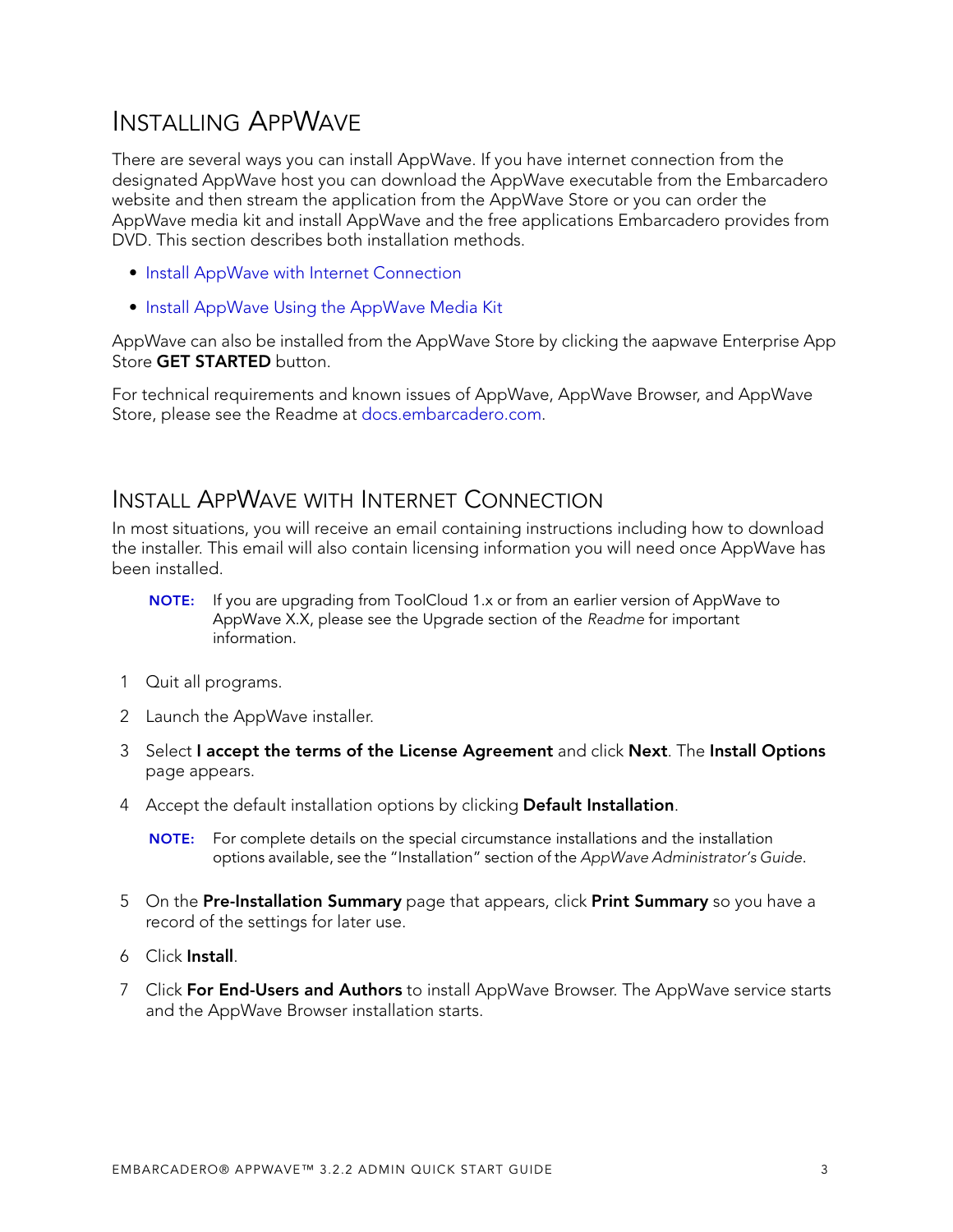# Installing AppWave

There are several ways you can install AppWave. If you have internet connection from the designated AppWave host you can download the AppWave executable from the Embarcadero website and then stream the application from the AppWave Store or you can order the AppWave media kit and install AppWave and the free applications Embarcadero provides from DVD. This section describes both installation methods.

- Install AppWave with Internet Connection
- Install AppWave Using the AppWave Media Kit

AppWave can also be installed from the AppWave Store by clicking the aapwave Enterprise App Store **GET STARTED** button.

For technical requirements and known issues of AppWave, AppWave Browser, and AppWave Store, please see the Readme at docs.embarcadero.com.

## Install AppWave with Internet Connection

In most situations, you will receive an email containing instructions including how to download the installer. This email will also contain licensing information you will need once AppWave has been installed.

> **NOTE:** If you are upgrading from ToolCloud 1.x or from an earlier version of AppWave to AppWave X.X, please see the Upgrade section of the *Readme* for important information.

1. Quit all programs.
2. Launch the AppWave installer.
3. Select **I accept the terms of the License Agreement** and click **Next**. The **Install Options** page appears.
4. Accept the default installation options by clicking **Default Installation**.

   > **NOTE:** For complete details on the special circumstance installations and the installation options available, see the "Installation" section of the *AppWave Administrator's Guide*.

5. On the **Pre-Installation Summary** page that appears, click **Print Summary** so you have a record of the settings for later use.
6. Click **Install**.
7. Click **For End-Users and Authors** to install AppWave Browser. The AppWave service starts and the AppWave Browser installation starts.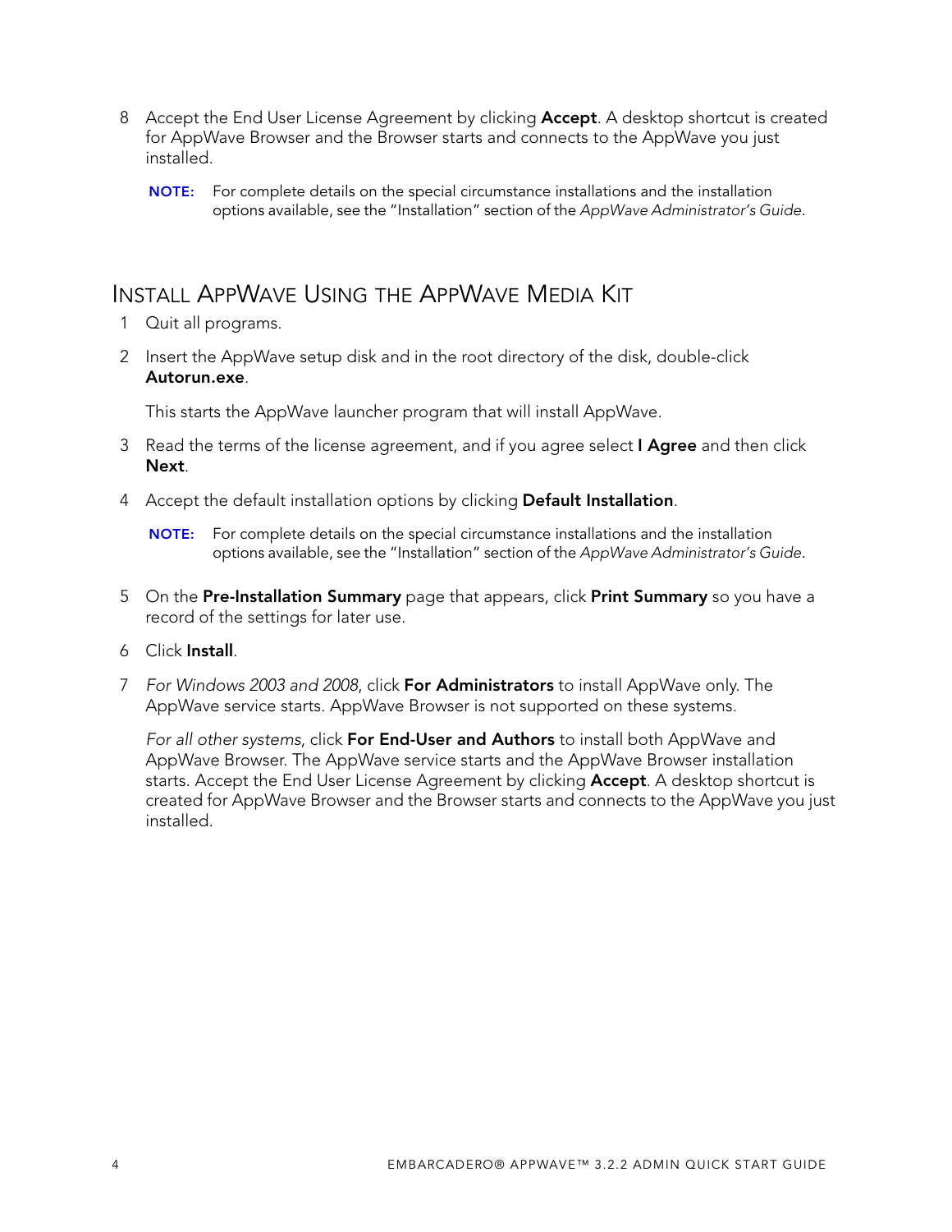8. Accept the End User License Agreement by clicking **Accept**. A desktop shortcut is created for AppWave Browser and the Browser starts and connects to the AppWave you just installed.

   **NOTE:** For complete details on the special circumstance installations and the installation options available, see the "Installation" section of the *AppWave Administrator's Guide*.

## Install AppWave Using the AppWave Media Kit

1. Quit all programs.
2. Insert the AppWave setup disk and in the root directory of the disk, double-click **Autorun.exe**.

   This starts the AppWave launcher program that will install AppWave.

3. Read the terms of the license agreement, and if you agree select **I Agree** and then click **Next**.
4. Accept the default installation options by clicking **Default Installation**.

   **NOTE:** For complete details on the special circumstance installations and the installation options available, see the "Installation" section of the *AppWave Administrator's Guide*.

5. On the **Pre-Installation Summary** page that appears, click **Print Summary** so you have a record of the settings for later use.
6. Click **Install**.
7. *For Windows 2003 and 2008*, click **For Administrators** to install AppWave only. The AppWave service starts. AppWave Browser is not supported on these systems.

   *For all other systems*, click **For End-User and Authors** to install both AppWave and AppWave Browser. The AppWave service starts and the AppWave Browser installation starts. Accept the End User License Agreement by clicking **Accept**. A desktop shortcut is created for AppWave Browser and the Browser starts and connects to the AppWave you just installed.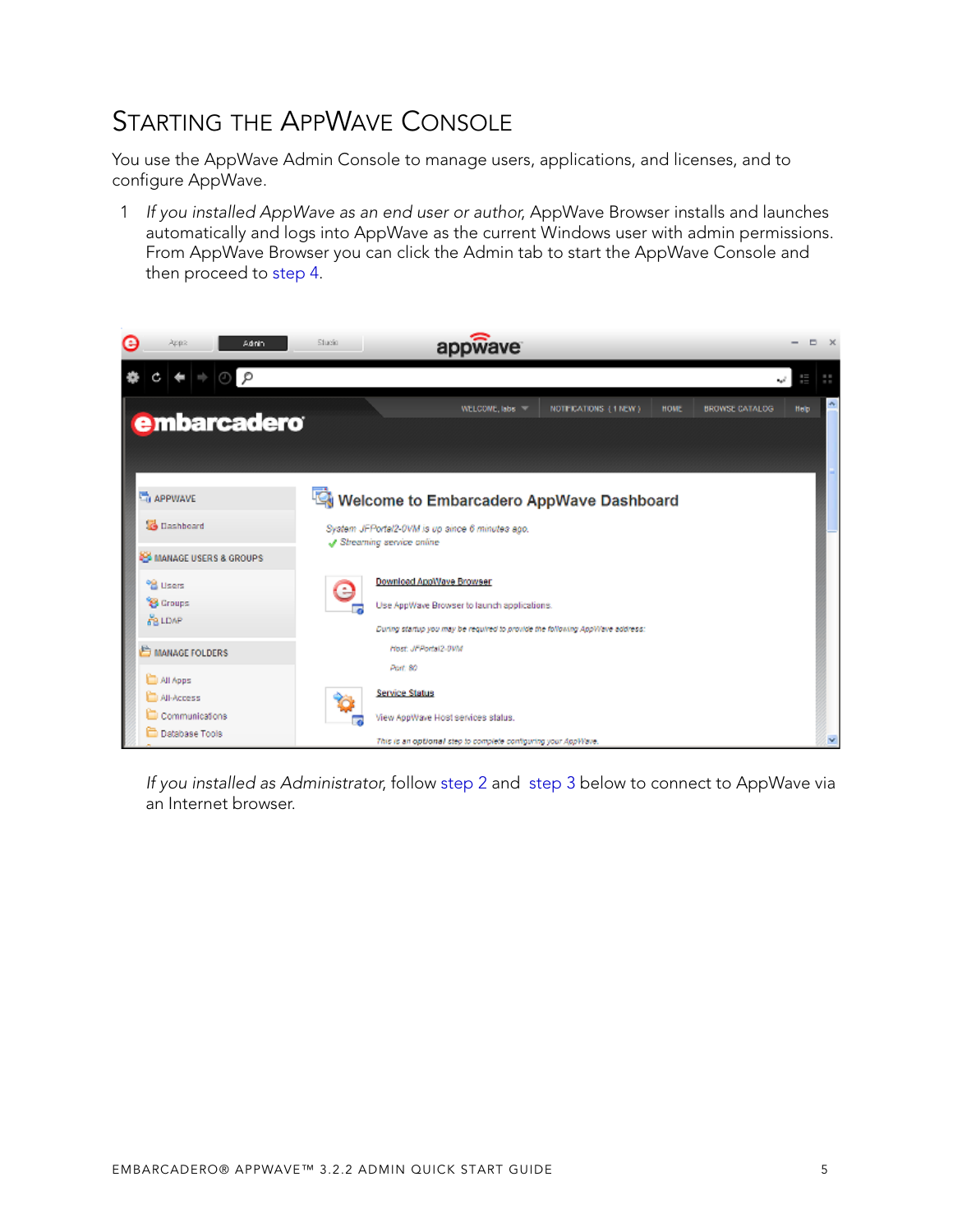# Starting the AppWave Console

You use the AppWave Admin Console to manage users, applications, and licenses, and to configure AppWave.

1 *If you installed AppWave as an end user or author,* AppWave Browser installs and launches automatically and logs into AppWave as the current Windows user with admin permissions. From AppWave Browser you can click the Admin tab to start the AppWave Console and then proceed to step 4.

*If you installed as Administrator,* follow step 2 and step 3 below to connect to AppWave via an Internet browser.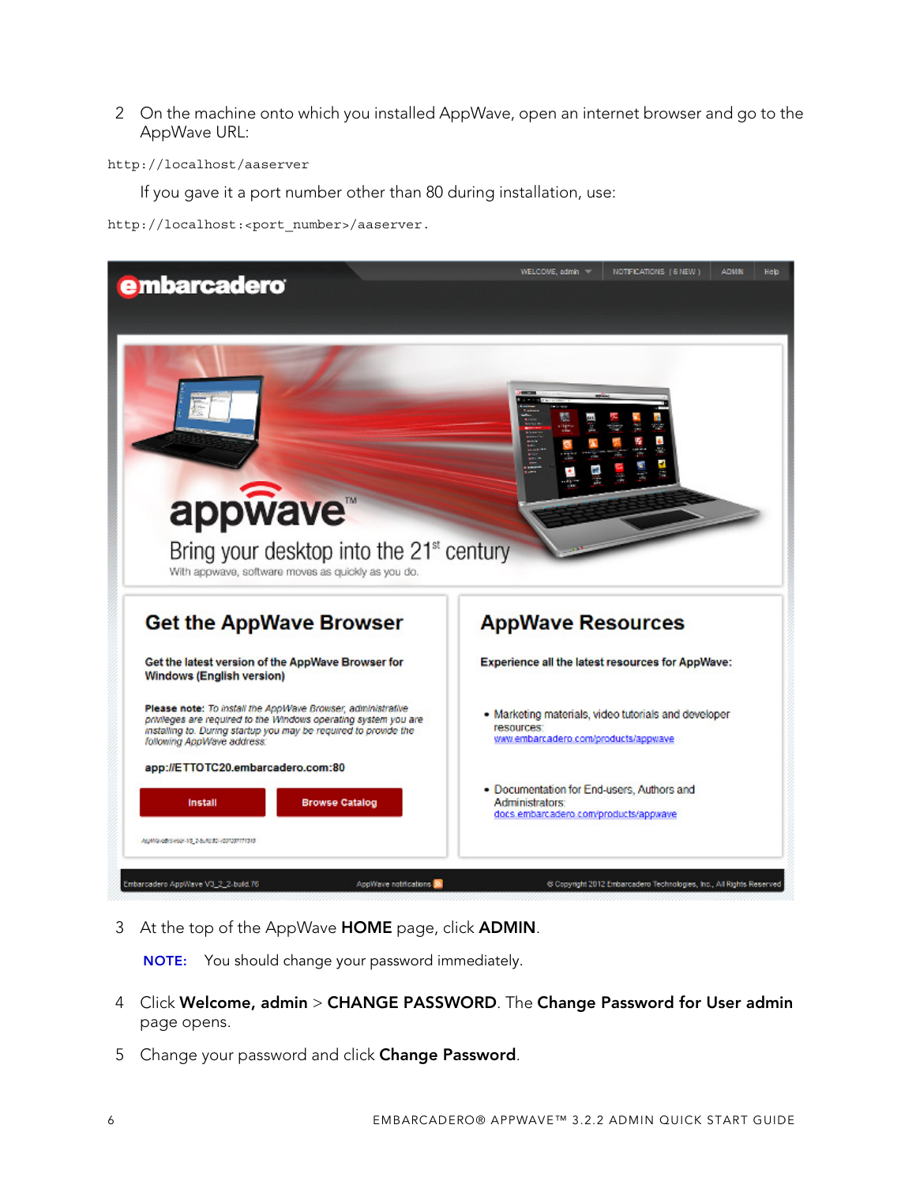2 On the machine onto which you installed AppWave, open an internet browser and go to the AppWave URL:

```
http://localhost/aaserver
```

If you gave it a port number other than 80 during installation, use:

```
http://localhost:<port_number>/aaserver.
```

3 At the top of the AppWave **HOME** page, click **ADMIN**.

**NOTE:** You should change your password immediately.

4 Click **Welcome, admin** > **CHANGE PASSWORD**. The **Change Password for User admin** page opens.

5 Change your password and click **Change Password**.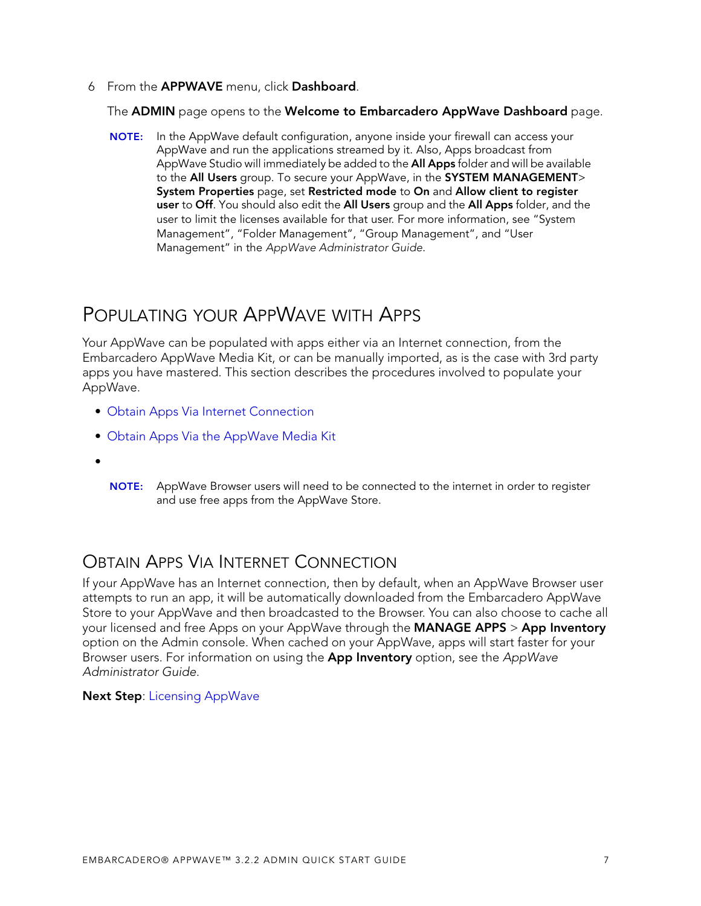6 From the **APPWAVE** menu, click **Dashboard**.

The **ADMIN** page opens to the **Welcome to Embarcadero AppWave Dashboard** page.

**NOTE:** In the AppWave default configuration, anyone inside your firewall can access your AppWave and run the applications streamed by it. Also, Apps broadcast from AppWave Studio will immediately be added to the **All Apps** folder and will be available to the **All Users** group. To secure your AppWave, in the **SYSTEM MANAGEMENT**> **System Properties** page, set **Restricted mode** to **On** and **Allow client to register user** to **Off**. You should also edit the **All Users** group and the **All Apps** folder, and the user to limit the licenses available for that user. For more information, see "System Management", "Folder Management", "Group Management", and "User Management" in the *AppWave Administrator Guide*.

## Populating your AppWave with Apps

Your AppWave can be populated with apps either via an Internet connection, from the Embarcadero AppWave Media Kit, or can be manually imported, as is the case with 3rd party apps you have mastered. This section describes the procedures involved to populate your AppWave.

- Obtain Apps Via Internet Connection
- Obtain Apps Via the AppWave Media Kit
- 

**NOTE:** AppWave Browser users will need to be connected to the internet in order to register and use free apps from the AppWave Store.

## Obtain Apps Via Internet Connection

If your AppWave has an Internet connection, then by default, when an AppWave Browser user attempts to run an app, it will be automatically downloaded from the Embarcadero AppWave Store to your AppWave and then broadcasted to the Browser. You can also choose to cache all your licensed and free Apps on your AppWave through the **MANAGE APPS** > **App Inventory** option on the Admin console. When cached on your AppWave, apps will start faster for your Browser users. For information on using the **App Inventory** option, see the *AppWave Administrator Guide*.

**Next Step**: Licensing AppWave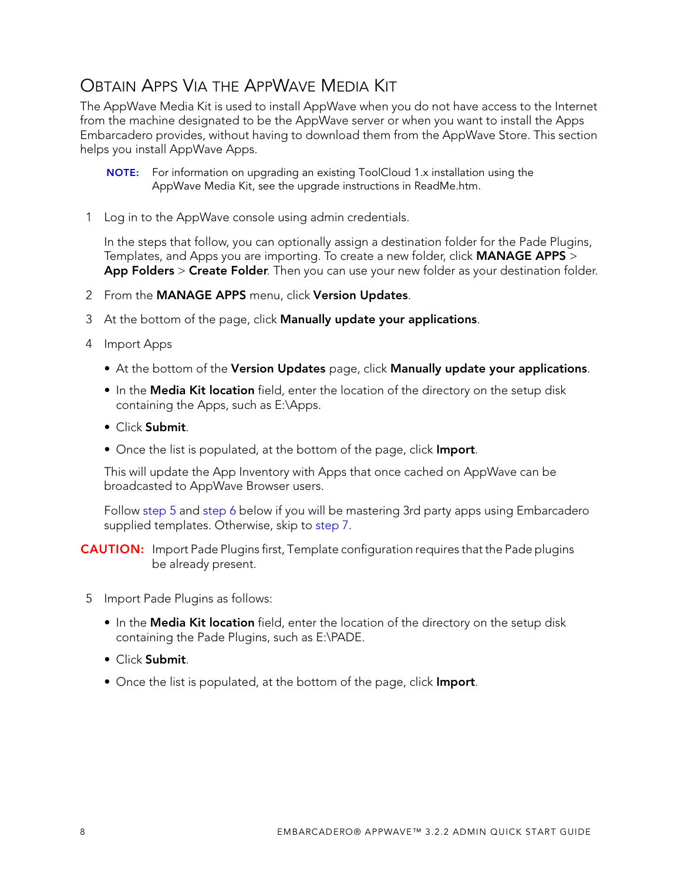## Obtain Apps Via the AppWave Media Kit

The AppWave Media Kit is used to install AppWave when you do not have access to the Internet from the machine designated to be the AppWave server or when you want to install the Apps Embarcadero provides, without having to download them from the AppWave Store. This section helps you install AppWave Apps.

> **NOTE:** For information on upgrading an existing ToolCloud 1.x installation using the AppWave Media Kit, see the upgrade instructions in ReadMe.htm.

1. Log in to the AppWave console using admin credentials.

   In the steps that follow, you can optionally assign a destination folder for the Pade Plugins, Templates, and Apps you are importing. To create a new folder, click **MANAGE APPS** > **App Folders** > **Create Folder**. Then you can use your new folder as your destination folder.

2. From the **MANAGE APPS** menu, click **Version Updates**.

3. At the bottom of the page, click **Manually update your applications**.

4. Import Apps

   - At the bottom of the **Version Updates** page, click **Manually update your applications**.
   - In the **Media Kit location** field, enter the location of the directory on the setup disk containing the Apps, such as E:\Apps.
   - Click **Submit**.
   - Once the list is populated, at the bottom of the page, click **Import**.

   This will update the App Inventory with Apps that once cached on AppWave can be broadcasted to AppWave Browser users.

   Follow step 5 and step 6 below if you will be mastering 3rd party apps using Embarcadero supplied templates. Otherwise, skip to step 7.

> **CAUTION:** Import Pade Plugins first, Template configuration requires that the Pade plugins be already present.

5. Import Pade Plugins as follows:

   - In the **Media Kit location** field, enter the location of the directory on the setup disk containing the Pade Plugins, such as E:\PADE.
   - Click **Submit**.
   - Once the list is populated, at the bottom of the page, click **Import**.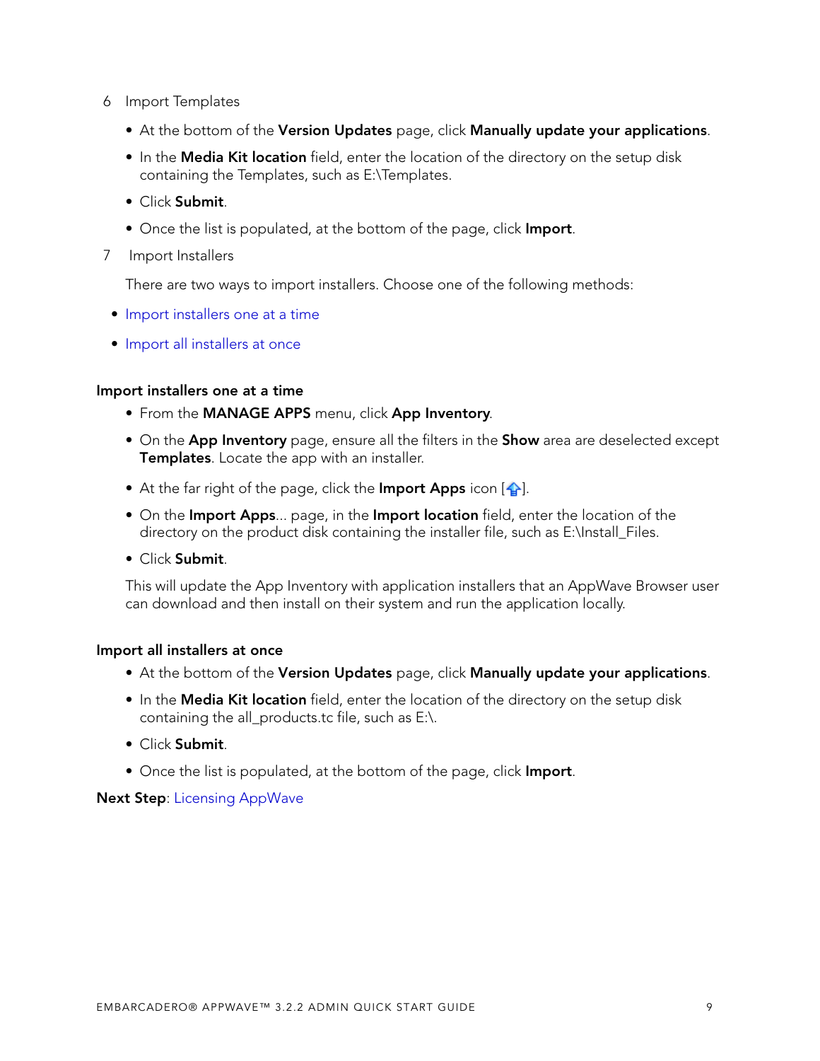6 Import Templates

- At the bottom of the **Version Updates** page, click **Manually update your applications**.
- In the **Media Kit location** field, enter the location of the directory on the setup disk containing the Templates, such as E:\Templates.
- Click **Submit**.
- Once the list is populated, at the bottom of the page, click **Import**.

7 Import Installers

There are two ways to import installers. Choose one of the following methods:

- Import installers one at a time
- Import all installers at once

### Import installers one at a time

- From the **MANAGE APPS** menu, click **App Inventory**.
- On the **App Inventory** page, ensure all the filters in the **Show** area are deselected except **Templates**. Locate the app with an installer.
- At the far right of the page, click the **Import Apps** icon [].
- On the **Import Apps**... page, in the **Import location** field, enter the location of the directory on the product disk containing the installer file, such as E:\Install_Files.
- Click **Submit**.

This will update the App Inventory with application installers that an AppWave Browser user can download and then install on their system and run the application locally.

### Import all installers at once

- At the bottom of the **Version Updates** page, click **Manually update your applications**.
- In the **Media Kit location** field, enter the location of the directory on the setup disk containing the all_products.tc file, such as E:\.
- Click **Submit**.
- Once the list is populated, at the bottom of the page, click **Import**.

**Next Step**: Licensing AppWave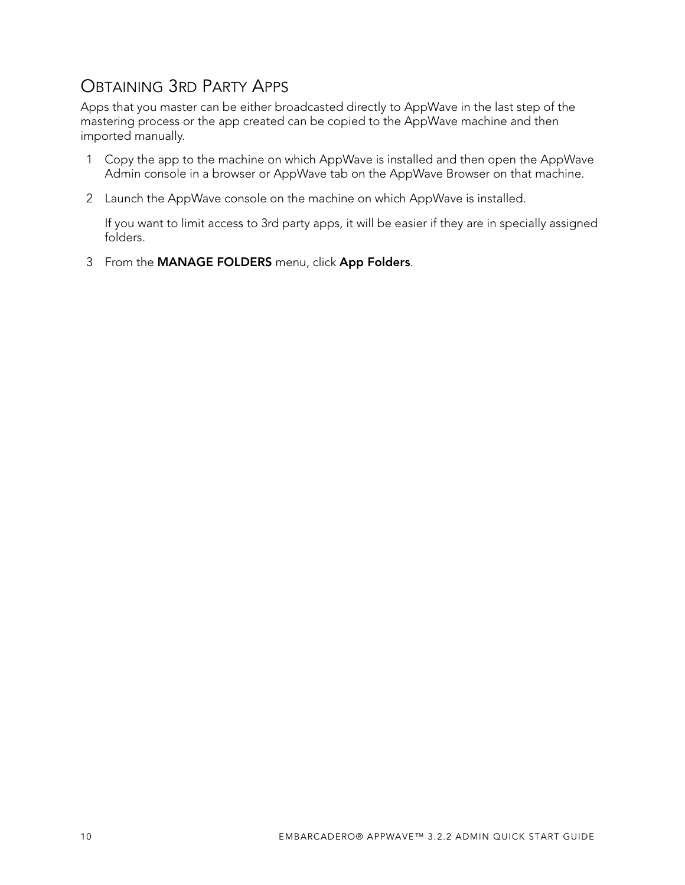## Obtaining 3rd Party Apps

Apps that you master can be either broadcasted directly to AppWave in the last step of the mastering process or the app created can be copied to the AppWave machine and then imported manually.

1. Copy the app to the machine on which AppWave is installed and then open the AppWave Admin console in a browser or AppWave tab on the AppWave Browser on that machine.
2. Launch the AppWave console on the machine on which AppWave is installed.

   If you want to limit access to 3rd party apps, it will be easier if they are in specially assigned folders.
3. From the **MANAGE FOLDERS** menu, click **App Folders**.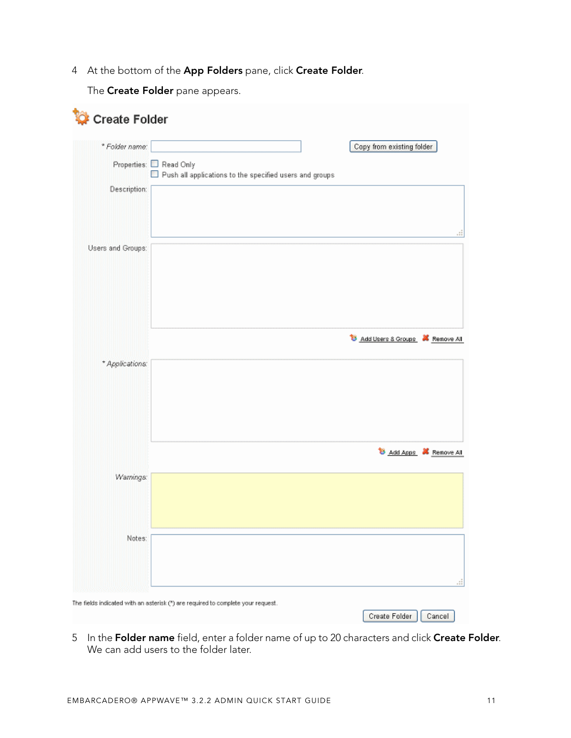4 At the bottom of the **App Folders** pane, click **Create Folder**.

The **Create Folder** pane appears.

5 In the **Folder name** field, enter a folder name of up to 20 characters and click **Create Folder**. We can add users to the folder later.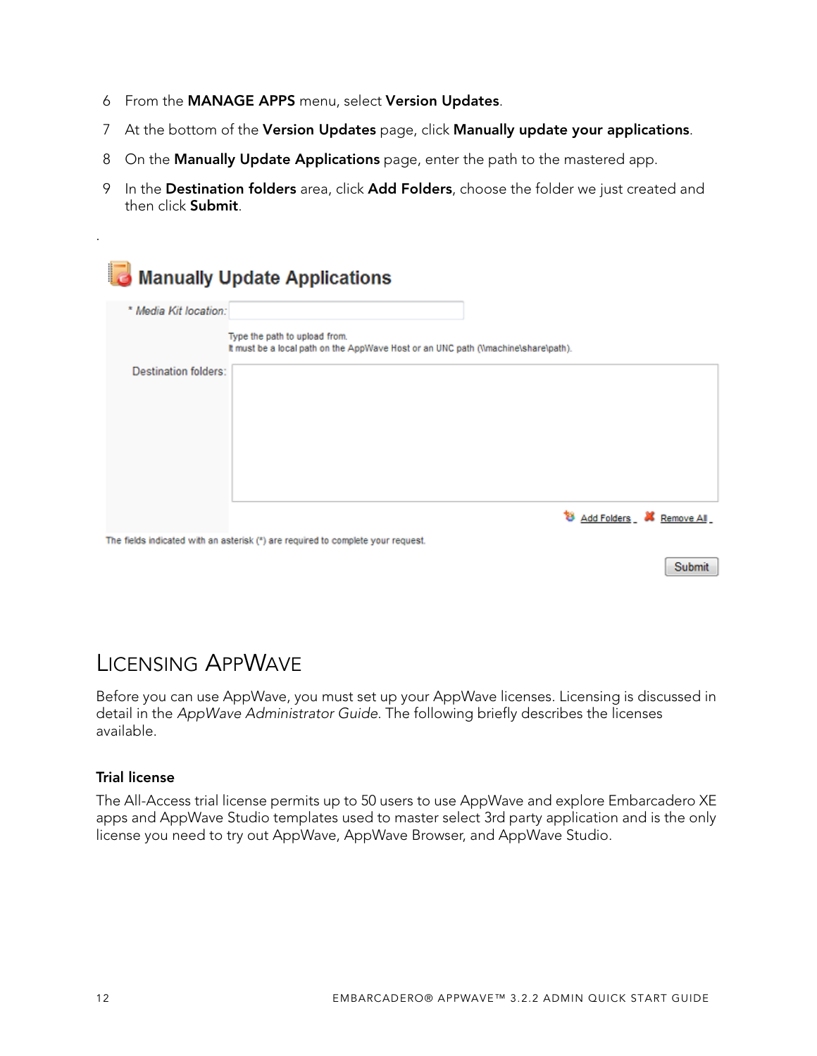6 From the **MANAGE APPS** menu, select **Version Updates**.
7 At the bottom of the **Version Updates** page, click **Manually update your applications**.
8 On the **Manually Update Applications** page, enter the path to the mastered app.
9 In the **Destination folders** area, click **Add Folders**, choose the folder we just created and then click **Submit**.

.

**Manually Update Applications**

\* Media Kit location:

Type the path to upload from.
It must be a local path on the AppWave Host or an UNC path (\\machine\share\path).

Destination folders:

Add Folders   Remove All

The fields indicated with an asterisk (*) are required to complete your request.

Submit

# LICENSING APPWAVE

Before you can use AppWave, you must set up your AppWave licenses. Licensing is discussed in detail in the *AppWave Administrator Guide*. The following briefly describes the licenses available.

### Trial license

The All-Access trial license permits up to 50 users to use AppWave and explore Embarcadero XE apps and AppWave Studio templates used to master select 3rd party application and is the only license you need to try out AppWave, AppWave Browser, and AppWave Studio.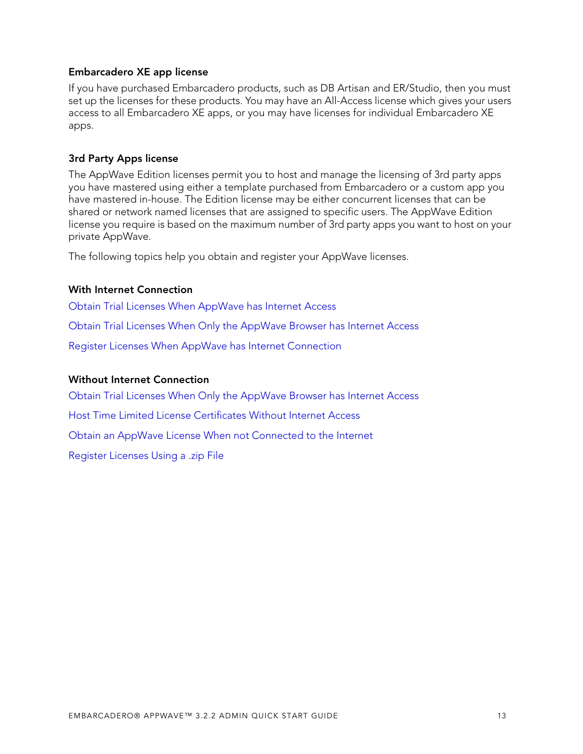### Embarcadero XE app license

If you have purchased Embarcadero products, such as DB Artisan and ER/Studio, then you must set up the licenses for these products. You may have an All-Access license which gives your users access to all Embarcadero XE apps, or you may have licenses for individual Embarcadero XE apps.

### 3rd Party Apps license

The AppWave Edition licenses permit you to host and manage the licensing of 3rd party apps you have mastered using either a template purchased from Embarcadero or a custom app you have mastered in-house. The Edition license may be either concurrent licenses that can be shared or network named licenses that are assigned to specific users. The AppWave Edition license you require is based on the maximum number of 3rd party apps you want to host on your private AppWave.

The following topics help you obtain and register your AppWave licenses.

### With Internet Connection

Obtain Trial Licenses When AppWave has Internet Access

Obtain Trial Licenses When Only the AppWave Browser has Internet Access

Register Licenses When AppWave has Internet Connection

### Without Internet Connection

Obtain Trial Licenses When Only the AppWave Browser has Internet Access

Host Time Limited License Certificates Without Internet Access

Obtain an AppWave License When not Connected to the Internet

Register Licenses Using a .zip File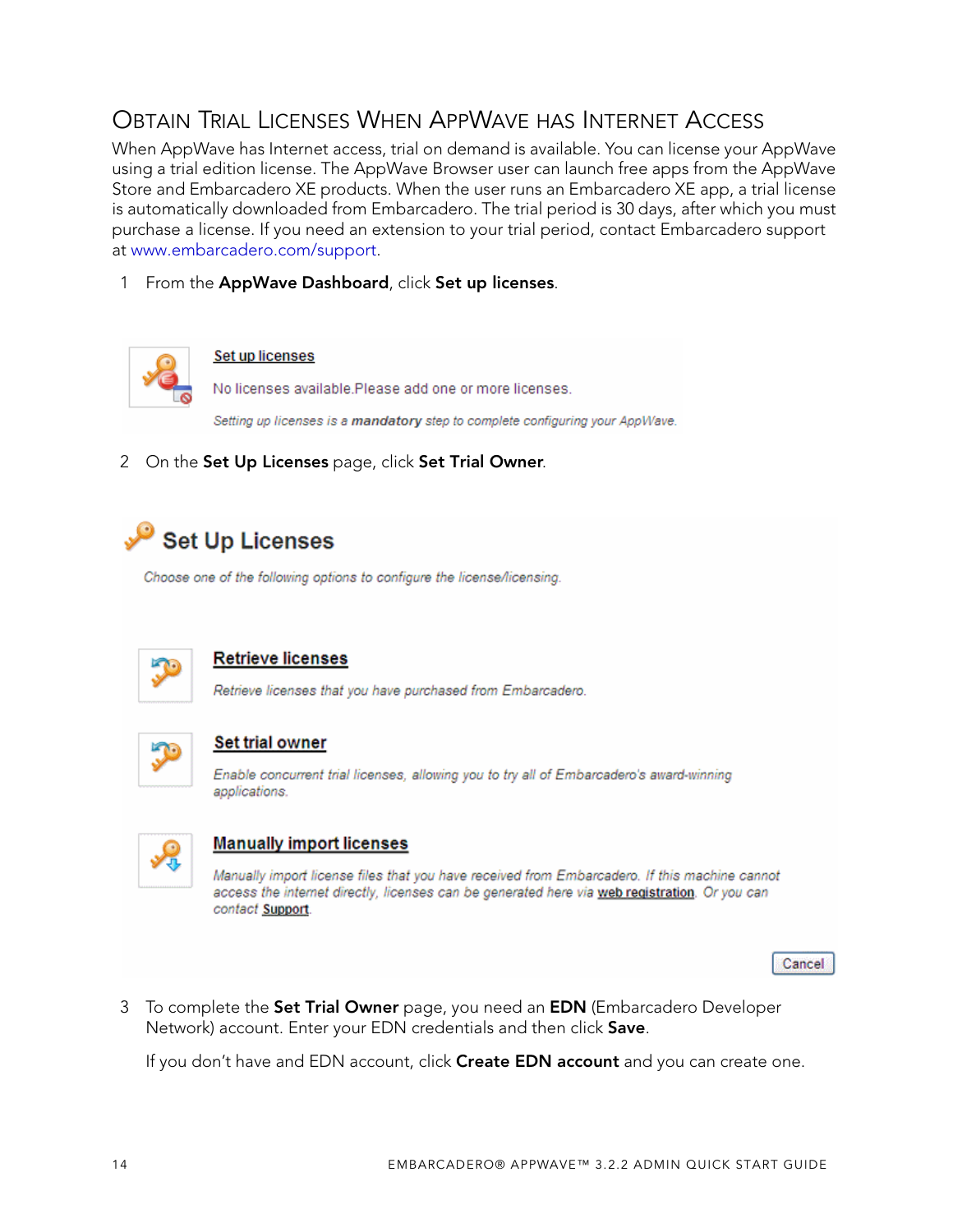## Obtain Trial Licenses When AppWave has Internet Access

When AppWave has Internet access, trial on demand is available. You can license your AppWave using a trial edition license. The AppWave Browser user can launch free apps from the AppWave Store and Embarcadero XE products. When the user runs an Embarcadero XE app, a trial license is automatically downloaded from Embarcadero. The trial period is 30 days, after which you must purchase a license. If you need an extension to your trial period, contact Embarcadero support at www.embarcadero.com/support.

1 From the **AppWave Dashboard**, click **Set up licenses**.

Set up licenses

No licenses available.Please add one or more licenses.

*Setting up licenses is a **mandatory** step to complete configuring your AppWave.*

2 On the **Set Up Licenses** page, click **Set Trial Owner**.

Set Up Licenses

*Choose one of the following options to configure the license/licensing.*

Retrieve licenses

*Retrieve licenses that you have purchased from Embarcadero.*

Set trial owner

*Enable concurrent trial licenses, allowing you to try all of Embarcadero's award-winning applications.*

Manually import licenses

*Manually import license files that you have received from Embarcadero. If this machine cannot access the internet directly, licenses can be generated here via web registration. Or you can contact Support.*

Cancel

3 To complete the **Set Trial Owner** page, you need an **EDN** (Embarcadero Developer Network) account. Enter your EDN credentials and then click **Save**.

If you don't have and EDN account, click **Create EDN account** and you can create one.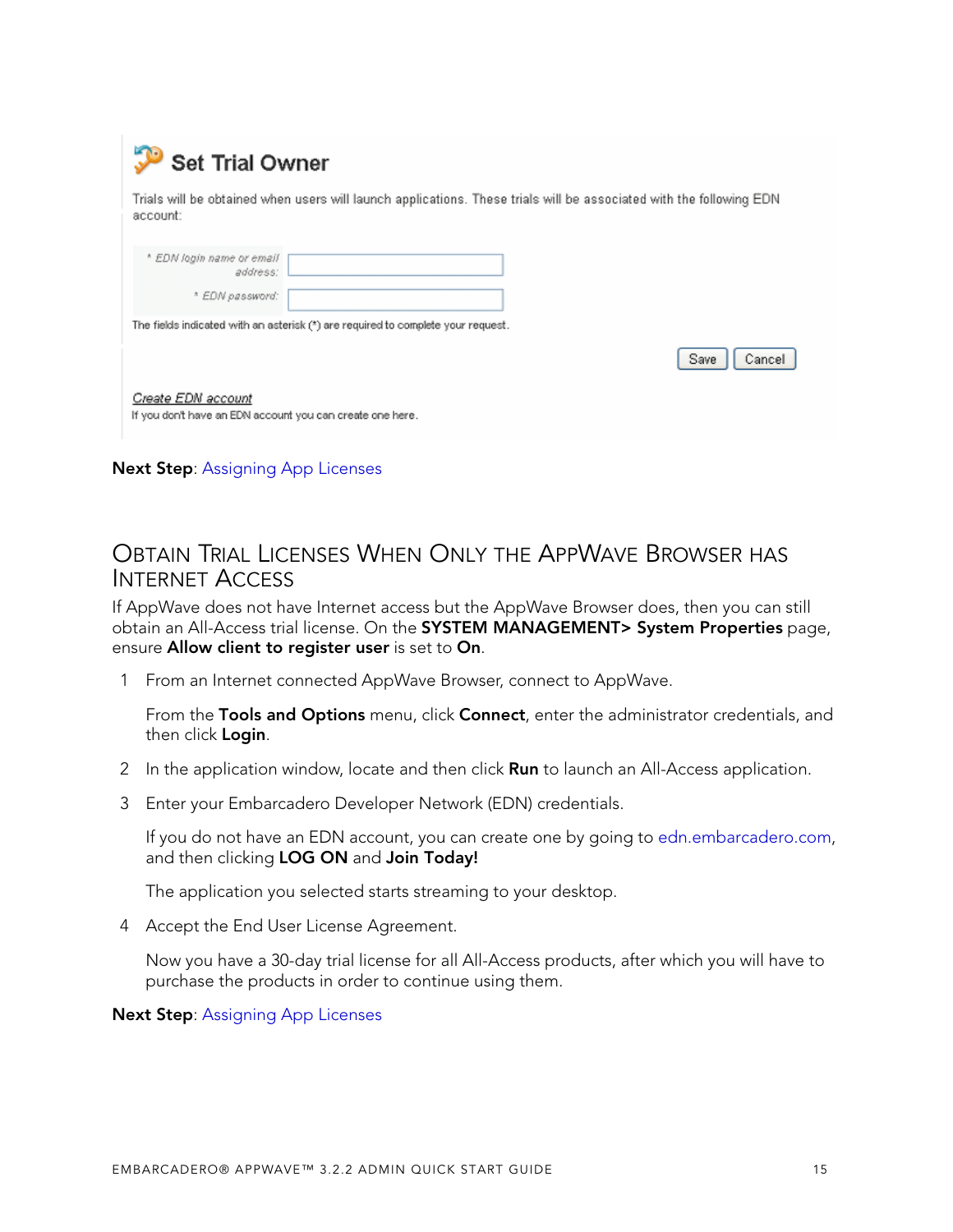Set Trial Owner

Trials will be obtained when users will launch applications. These trials will be associated with the following EDN account:

* EDN login name or email address:

* EDN password:

The fields indicated with an asterisk (*) are required to complete your request.

Save Cancel

Create EDN account

If you don't have an EDN account you can create one here.

**Next Step**: Assigning App Licenses

## Obtain Trial Licenses When Only the AppWave Browser has Internet Access

If AppWave does not have Internet access but the AppWave Browser does, then you can still obtain an All-Access trial license. On the **SYSTEM MANAGEMENT> System Properties** page, ensure **Allow client to register user** is set to **On**.

1. From an Internet connected AppWave Browser, connect to AppWave.

   From the **Tools and Options** menu, click **Connect**, enter the administrator credentials, and then click **Login**.

2. In the application window, locate and then click **Run** to launch an All-Access application.

3. Enter your Embarcadero Developer Network (EDN) credentials.

   If you do not have an EDN account, you can create one by going to edn.embarcadero.com, and then clicking **LOG ON** and **Join Today!**

   The application you selected starts streaming to your desktop.

4. Accept the End User License Agreement.

   Now you have a 30-day trial license for all All-Access products, after which you will have to purchase the products in order to continue using them.

**Next Step**: Assigning App Licenses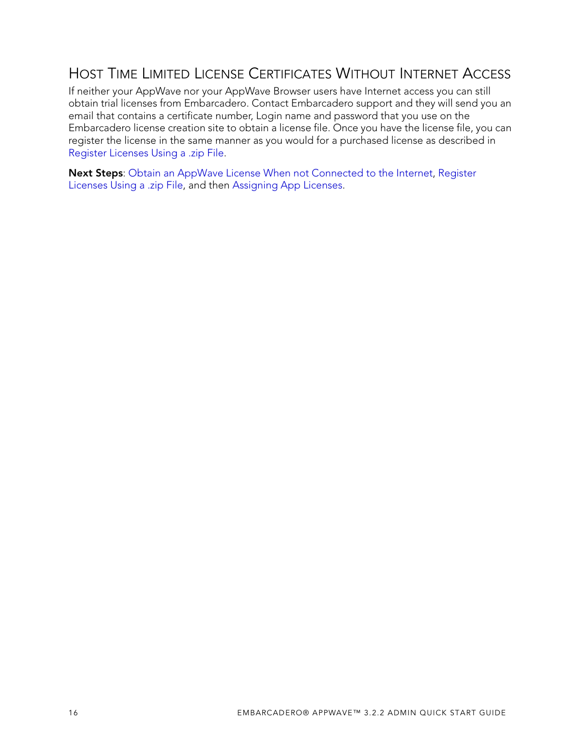## Host Time Limited License Certificates Without Internet Access

If neither your AppWave nor your AppWave Browser users have Internet access you can still obtain trial licenses from Embarcadero. Contact Embarcadero support and they will send you an email that contains a certificate number, Login name and password that you use on the Embarcadero license creation site to obtain a license file. Once you have the license file, you can register the license in the same manner as you would for a purchased license as described in Register Licenses Using a .zip File.

**Next Steps**: Obtain an AppWave License When not Connected to the Internet, Register Licenses Using a .zip File, and then Assigning App Licenses.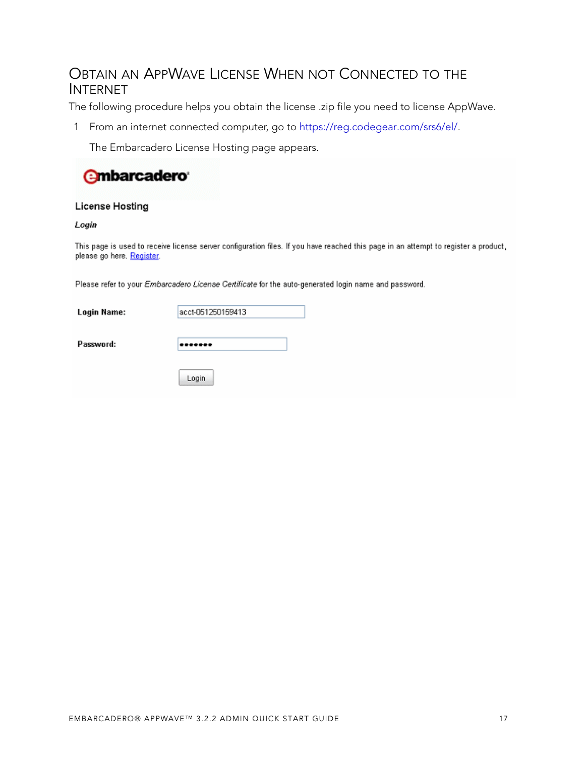## Obtain an AppWave License When not Connected to the Internet

The following procedure helps you obtain the license .zip file you need to license AppWave.

1. From an internet connected computer, go to https://reg.codegear.com/srs6/el/.

   The Embarcadero License Hosting page appears.

embarcadero

**License Hosting**

***Login***

This page is used to receive license server configuration files. If you have reached this page in an attempt to register a product, please go here. Register.

Please refer to your *Embarcadero License Certificate* for the auto-generated login name and password.

**Login Name:** acct-051250159413

**Password:** •••••••

Login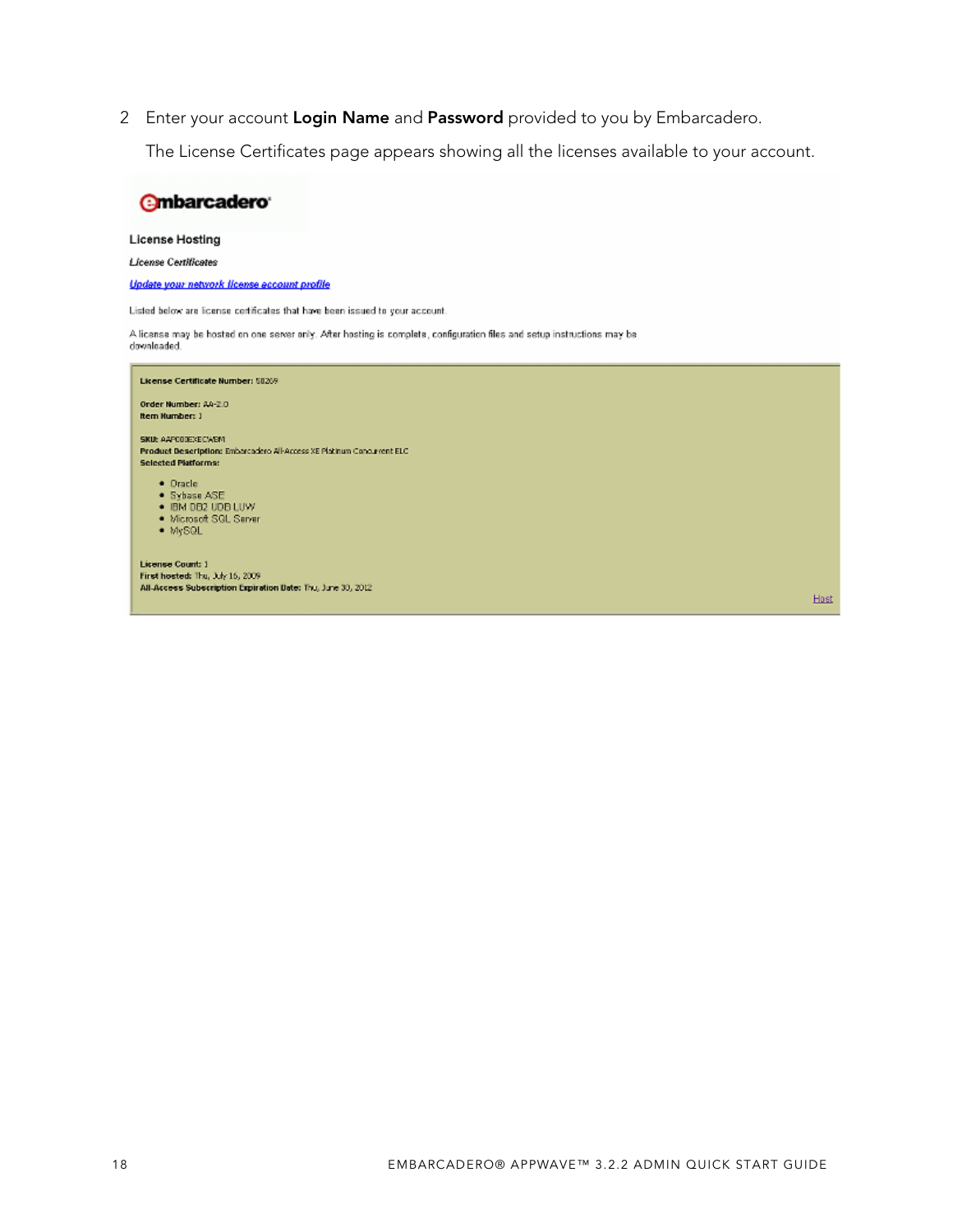2 Enter your account **Login Name** and **Password** provided to you by Embarcadero.

The License Certificates page appears showing all the licenses available to your account.

embarcadero

License Hosting

*License Certificates*

*Update your network license account profile*

Listed below are license certificates that have been issued to your account.

A license may be hosted on one server only. After hosting is complete, configuration files and setup instructions may be downloaded.

**License Certificate Number:** 58269

**Order Number:** AA-2.0
**Item Number:** 1

**SKU:** AAP00EXECWBM
**Product Description:** Embarcadero All-Access XE Platinum Concurrent ELC
**Selected Platforms:**

- Oracle
- Sybase ASE
- IBM DB2 UDB LUW
- Microsoft SQL Server
- MySQL

**License Count:** 1
**First hosted:** Thu, July 16, 2009
**All-Access Subscription Expiration Date:** Thu, June 30, 2012

Host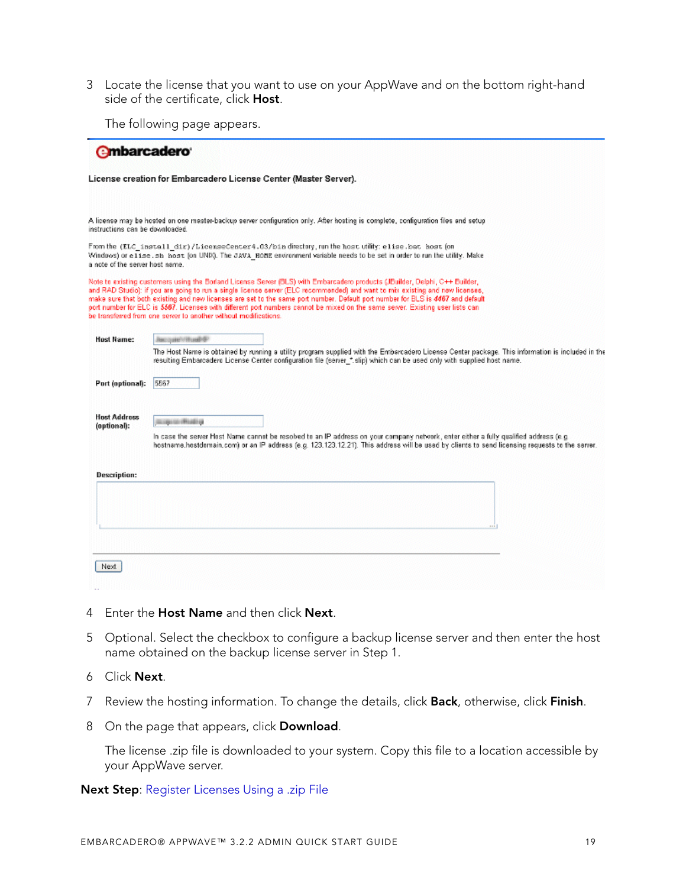3 Locate the license that you want to use on your AppWave and on the bottom right-hand side of the certificate, click **Host**.

The following page appears.

embarcadero

**License creation for Embarcadero License Center (Master Server).**

A license may be hosted on one master-backup server configuration only. After hosting is complete, configuration files and setup instructions can be downloaded.

From the (ELC_install_dir)/LicenseCenter4.03/bin directory, run the host utility: elise.bat host (on Windows) or elise.sh host (on UNIX). The JAVA_HOME environment variable needs to be set in order to run the utility. Make a note of the server host name.

Note to existing customers using the Borland License Server (BLS) with Embarcadero products (JBuilder, Delphi, C++ Builder, and RAD Studio): if you are going to run a single license server (ELC recommended) and want to mix existing and new licenses, make sure that both existing and new licenses are set to the same port number. Default port number for BLS is *4407* and default port number for ELC is *5567*. Licenses with different port numbers cannot be mixed on the same server. Existing user lists can be transferred from one server to another without modifications.

**Host Name:**

The Host Name is obtained by running a utility program supplied with the Embarcadero License Center package. This information is included in the resulting Embarcadero License Center configuration file (server_*.slip) which can be used only with supplied host name.

**Port (optional):** 5567

**Host Address (optional):**

In case the server Host Name cannot be resolved to an IP address on your company network, enter either a fully qualified address (e.g. hostname.hostdomain.com) or an IP address (e.g. 123.123.12.21). This address will be used by clients to send licensing requests to the server.

**Description:**

Next

4 Enter the **Host Name** and then click **Next**.

5 Optional. Select the checkbox to configure a backup license server and then enter the host name obtained on the backup license server in Step 1.

6 Click **Next**.

7 Review the hosting information. To change the details, click **Back**, otherwise, click **Finish**.

8 On the page that appears, click **Download**.

The license .zip file is downloaded to your system. Copy this file to a location accessible by your AppWave server.

**Next Step**: Register Licenses Using a .zip File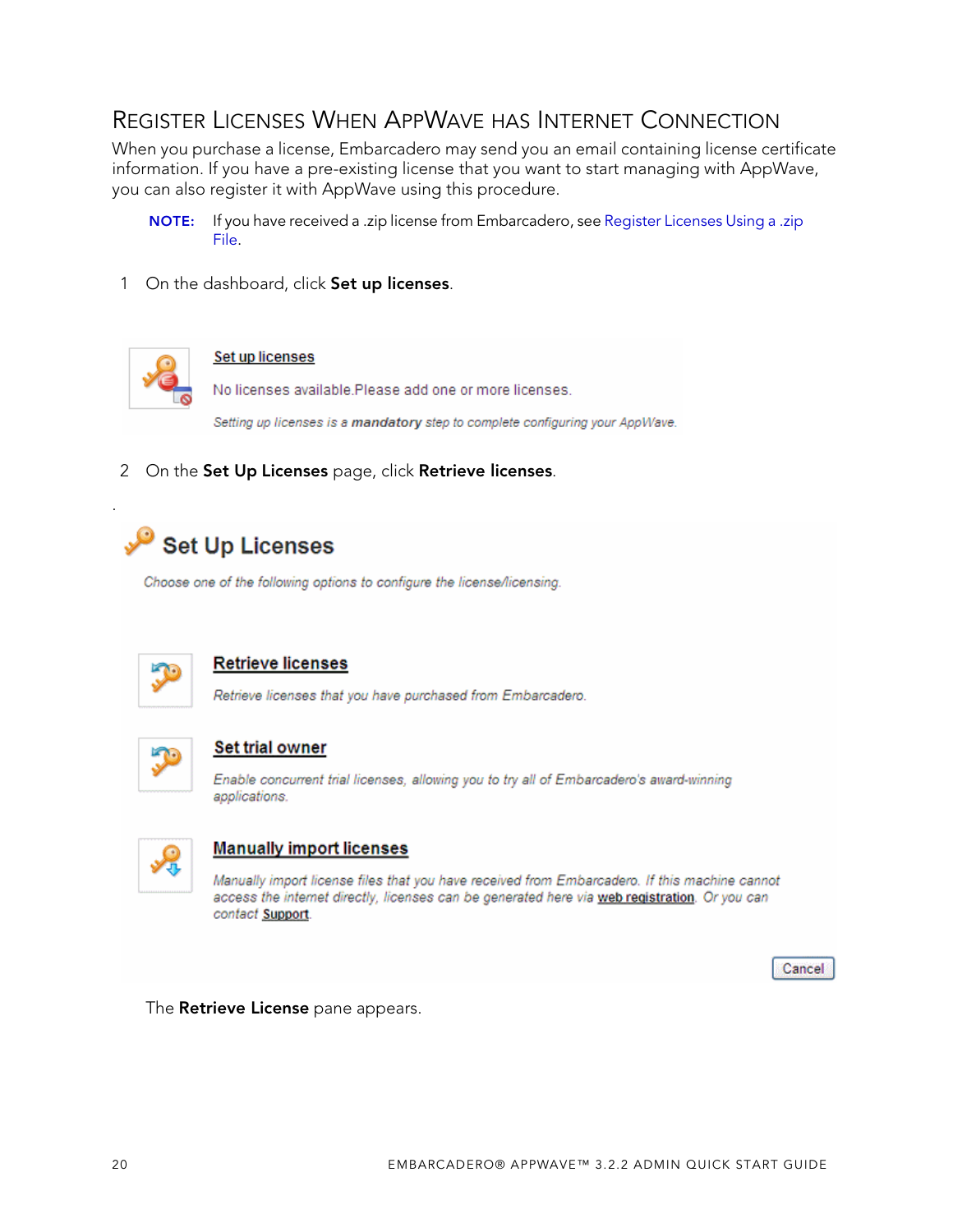## Register Licenses When AppWave has Internet Connection

When you purchase a license, Embarcadero may send you an email containing license certificate information. If you have a pre-existing license that you want to start managing with AppWave, you can also register it with AppWave using this procedure.

> **NOTE:** If you have received a .zip license from Embarcadero, see Register Licenses Using a .zip File.

1 On the dashboard, click **Set up licenses**.

Set up licenses

No licenses available.Please add one or more licenses.

*Setting up licenses is a **mandatory** step to complete configuring your AppWave.*

2 On the **Set Up Licenses** page, click **Retrieve licenses**.

.

**Set Up Licenses**

*Choose one of the following options to configure the license/licensing.*

**Retrieve licenses**

*Retrieve licenses that you have purchased from Embarcadero.*

**Set trial owner**

*Enable concurrent trial licenses, allowing you to try all of Embarcadero's award-winning applications.*

**Manually import licenses**

*Manually import license files that you have received from Embarcadero. If this machine cannot access the internet directly, licenses can be generated here via* web registration*. Or you can contact* Support.

Cancel

The **Retrieve License** pane appears.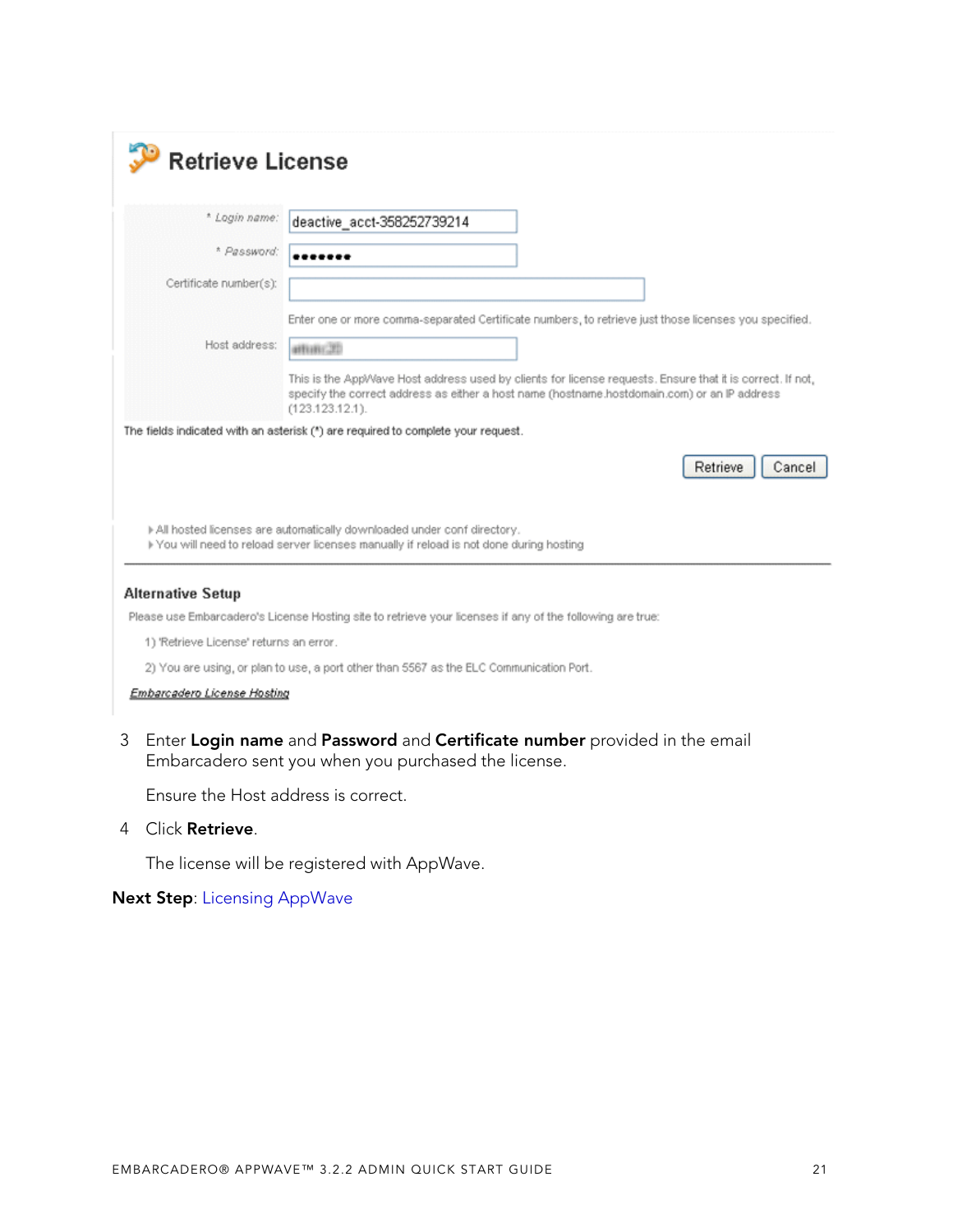## Retrieve License

| | |
|---|---|
| * Login name: | deactive_acct-358252739214 |
| * Password: | ••••••• |
| Certificate number(s): | |
| | Enter one or more comma-separated Certificate numbers, to retrieve just those licenses you specified. |
| Host address: | |
| | This is the AppWave Host address used by clients for license requests. Ensure that it is correct. If not, specify the correct address as either a host name (hostname.hostdomain.com) or an IP address (123.123.12.1). |

The fields indicated with an asterisk (*) are required to complete your request.

Retrieve Cancel

- All hosted licenses are automatically downloaded under conf directory.
- You will need to reload server licenses manually if reload is not done during hosting

---

**Alternative Setup**

Please use Embarcadero's License Hosting site to retrieve your licenses if any of the following are true:

1) 'Retrieve License' returns an error.

2) You are using, or plan to use, a port other than 5567 as the ELC Communication Port.

*Embarcadero License Hosting*

3 Enter **Login name** and **Password** and **Certificate number** provided in the email Embarcadero sent you when you purchased the license.

Ensure the Host address is correct.

4 Click **Retrieve**.

The license will be registered with AppWave.

**Next Step**: Licensing AppWave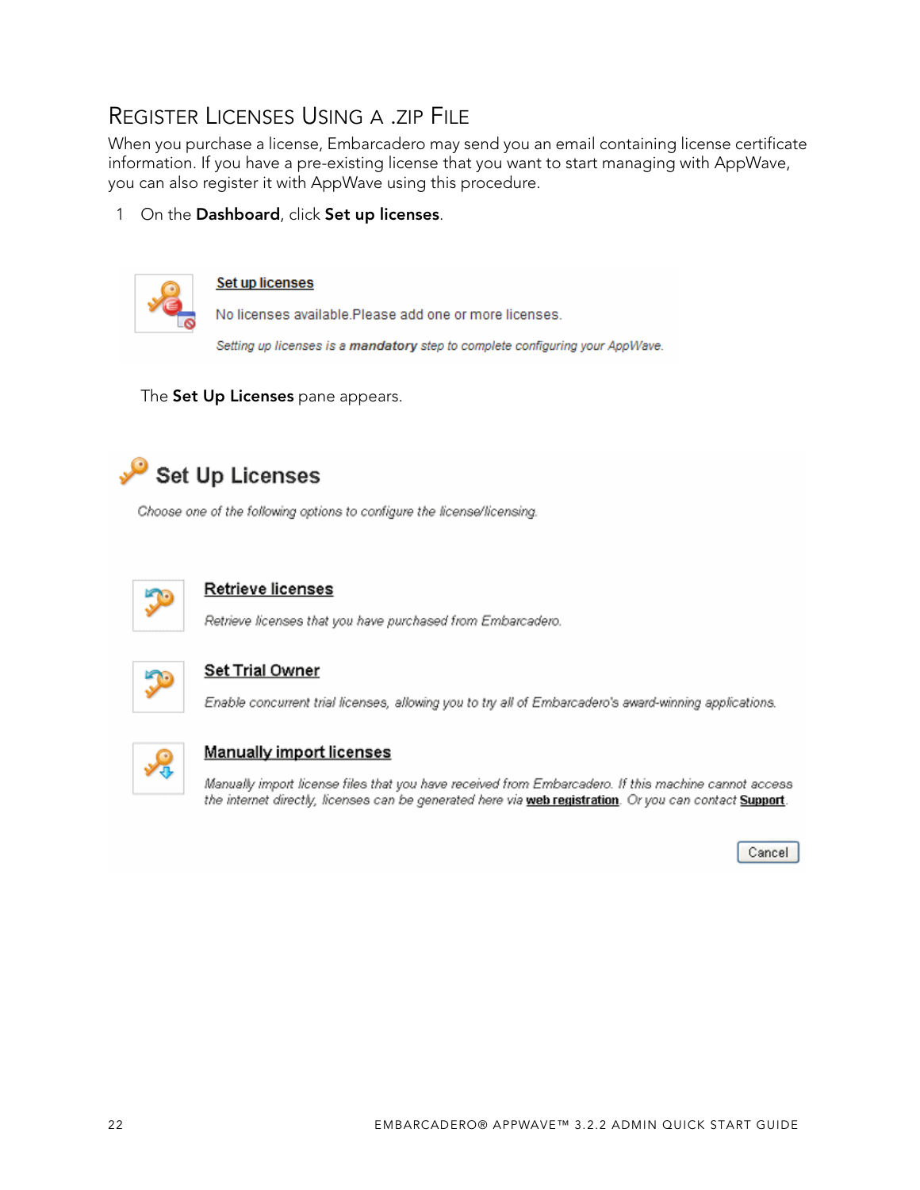## Register Licenses Using a .zip File

When you purchase a license, Embarcadero may send you an email containing license certificate information. If you have a pre-existing license that you want to start managing with AppWave, you can also register it with AppWave using this procedure.

1 On the **Dashboard**, click **Set up licenses**.

**Set up licenses**

No licenses available.Please add one or more licenses.

*Setting up licenses is a **mandatory** step to complete configuring your AppWave.*

The **Set Up Licenses** pane appears.

**Set Up Licenses**

*Choose one of the following options to configure the license/licensing.*

**Retrieve licenses**

*Retrieve licenses that you have purchased from Embarcadero.*

**Set Trial Owner**

*Enable concurrent trial licenses, allowing you to try all of Embarcadero's award-winning applications.*

**Manually import licenses**

*Manually import license files that you have received from Embarcadero. If this machine cannot access the internet directly, licenses can be generated here via **web registration**. Or you can contact **Support**.*

Cancel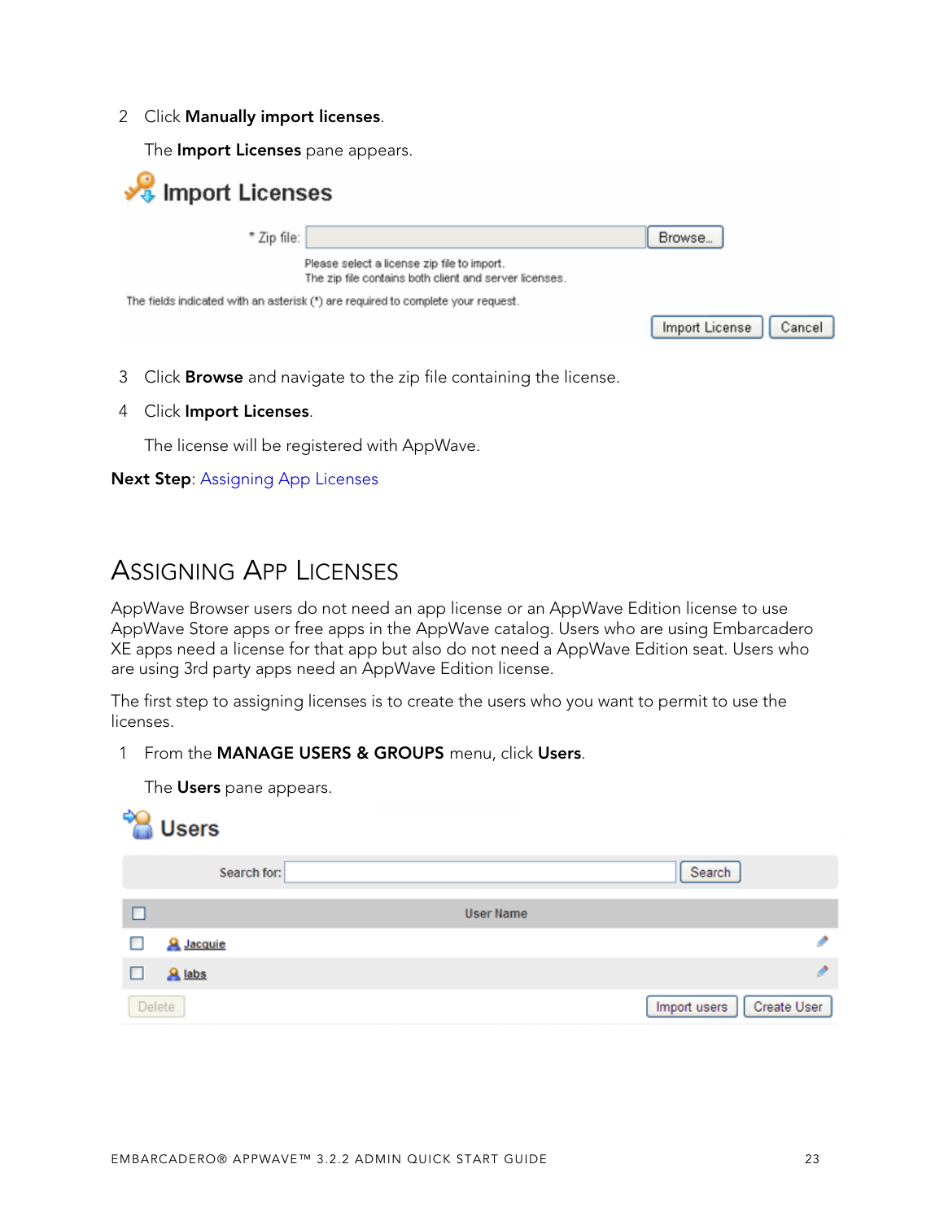2 Click **Manually import licenses**.

The **Import Licenses** pane appears.

3 Click **Browse** and navigate to the zip file containing the license.

4 Click **Import Licenses**.

The license will be registered with AppWave.

**Next Step**: Assigning App Licenses

# Assigning App Licenses

AppWave Browser users do not need an app license or an AppWave Edition license to use AppWave Store apps or free apps in the AppWave catalog. Users who are using Embarcadero XE apps need a license for that app but also do not need a AppWave Edition seat. Users who are using 3rd party apps need an AppWave Edition license.

The first step to assigning licenses is to create the users who you want to permit to use the licenses.

1 From the **MANAGE USERS & GROUPS** menu, click **Users**.

The **Users** pane appears.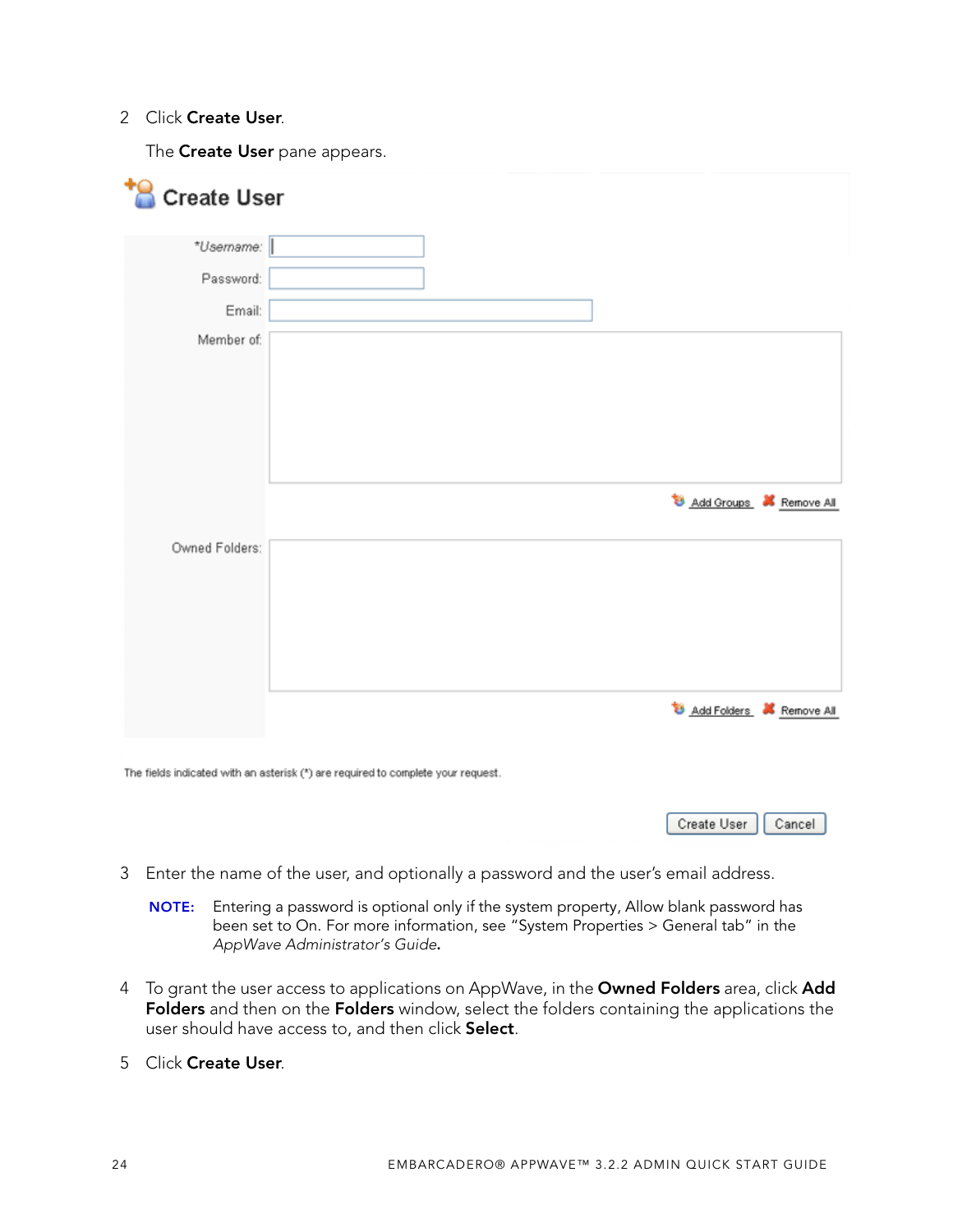2 Click **Create User**.

The **Create User** pane appears.

Create User

*Username:

Password:

Email:

Member of:

Add Groups Remove All

Owned Folders:

Add Folders Remove All

The fields indicated with an asterisk (*) are required to complete your request.

Create User Cancel

3 Enter the name of the user, and optionally a password and the user's email address.

**NOTE:** Entering a password is optional only if the system property, Allow blank password has been set to On. For more information, see "System Properties > General tab" in the *AppWave Administrator's Guide*.

4 To grant the user access to applications on AppWave, in the **Owned Folders** area, click **Add Folders** and then on the **Folders** window, select the folders containing the applications the user should have access to, and then click **Select**.

5 Click **Create User**.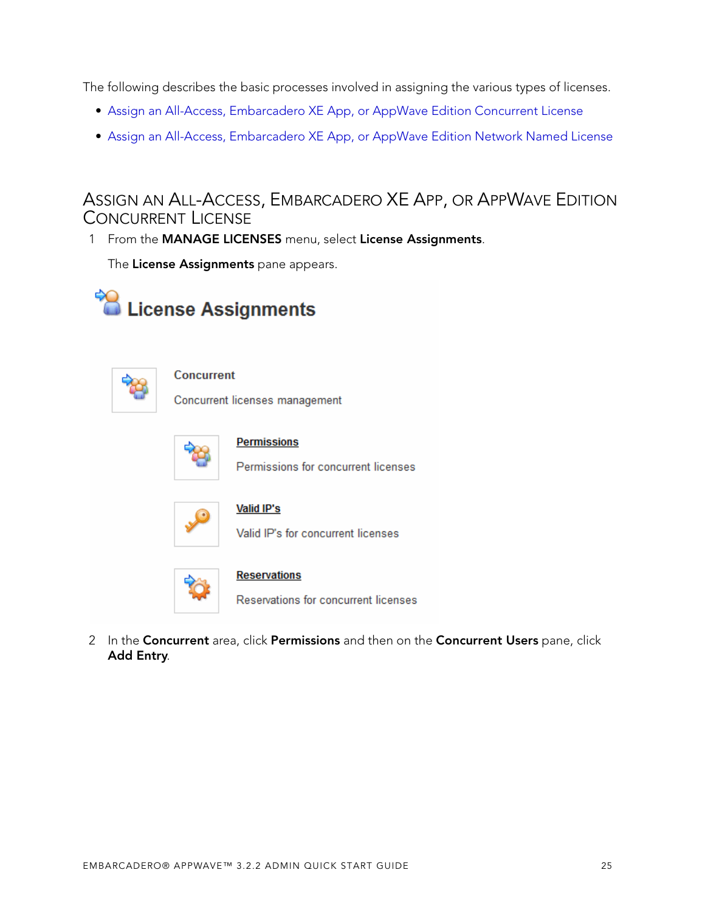The following describes the basic processes involved in assigning the various types of licenses.

- Assign an All-Access, Embarcadero XE App, or AppWave Edition Concurrent License
- Assign an All-Access, Embarcadero XE App, or AppWave Edition Network Named License

## Assign an All-Access, Embarcadero XE App, or AppWave Edition Concurrent License

1 From the **MANAGE LICENSES** menu, select **License Assignments**.

The **License Assignments** pane appears.

2 In the **Concurrent** area, click **Permissions** and then on the **Concurrent Users** pane, click **Add Entry**.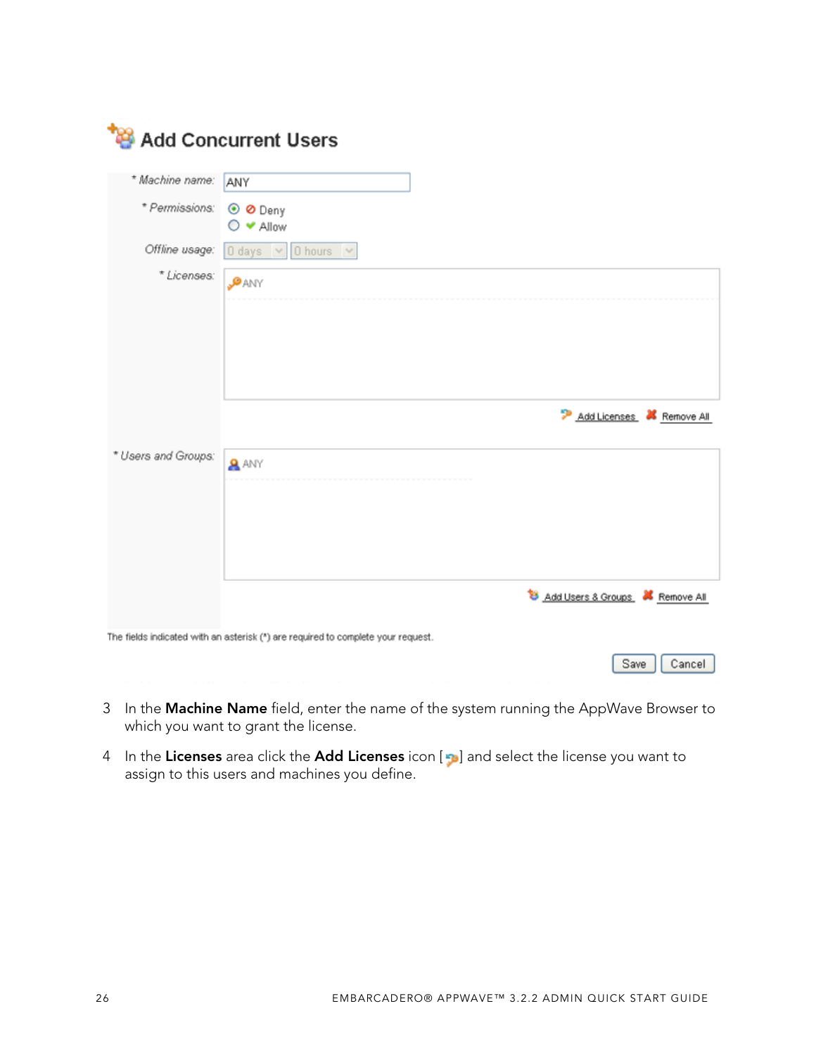## Add Concurrent Users

| | |
|---|---|
| * Machine name: | ANY |
| * Permissions: | ⦿ Deny ◯ Allow |
| Offline usage: | 0 days 0 hours |
| * Licenses: | ANY |
| | Add Licenses Remove All |
| * Users and Groups: | ANY |
| | Add Users & Groups Remove All |

The fields indicated with an asterisk (*) are required to complete your request.

Save Cancel

3. In the **Machine Name** field, enter the name of the system running the AppWave Browser to which you want to grant the license.
4. In the **Licenses** area click the **Add Licenses** icon [ ] and select the license you want to assign to this users and machines you define.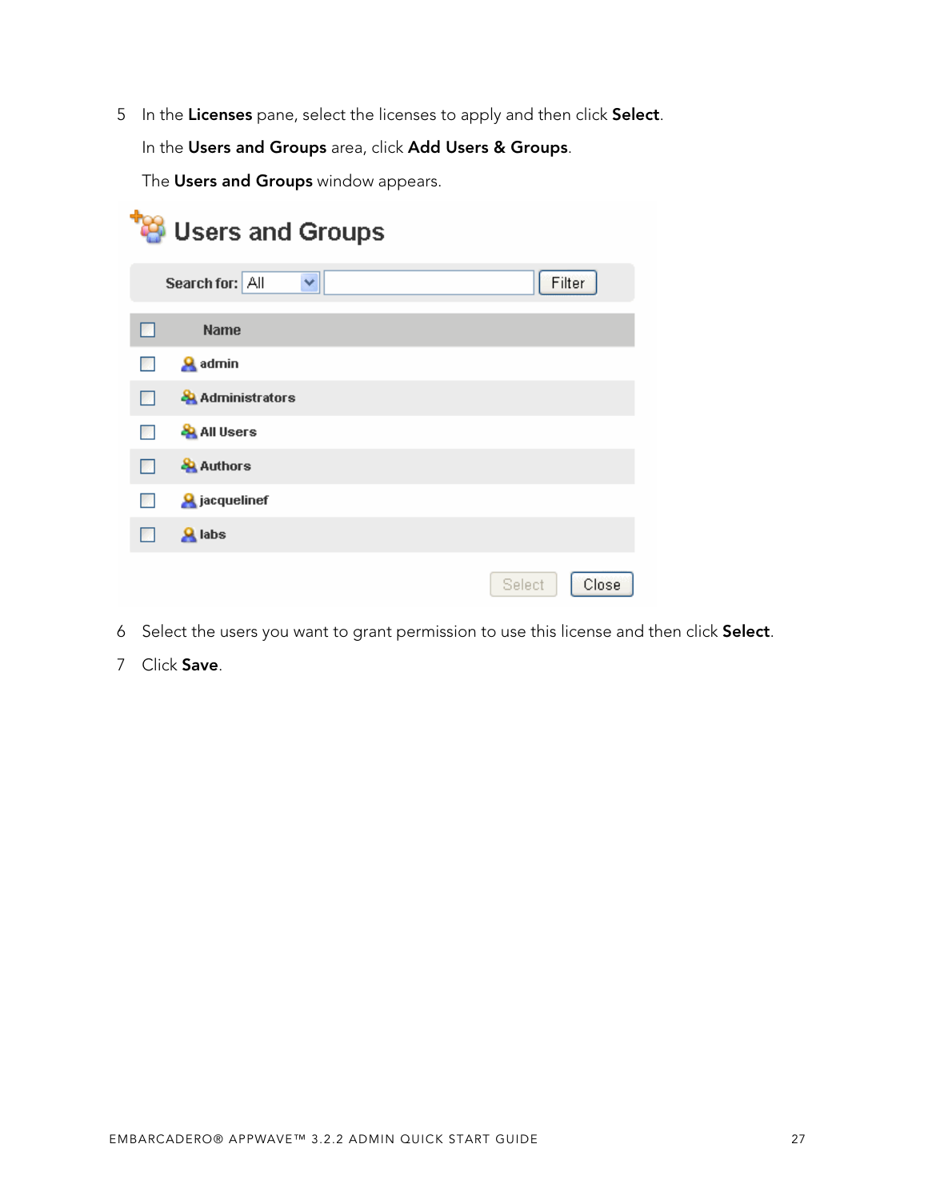5 In the **Licenses** pane, select the licenses to apply and then click **Select**.

   In the **Users and Groups** area, click **Add Users & Groups**.

   The **Users and Groups** window appears.

6 Select the users you want to grant permission to use this license and then click **Select**.

7 Click **Save**.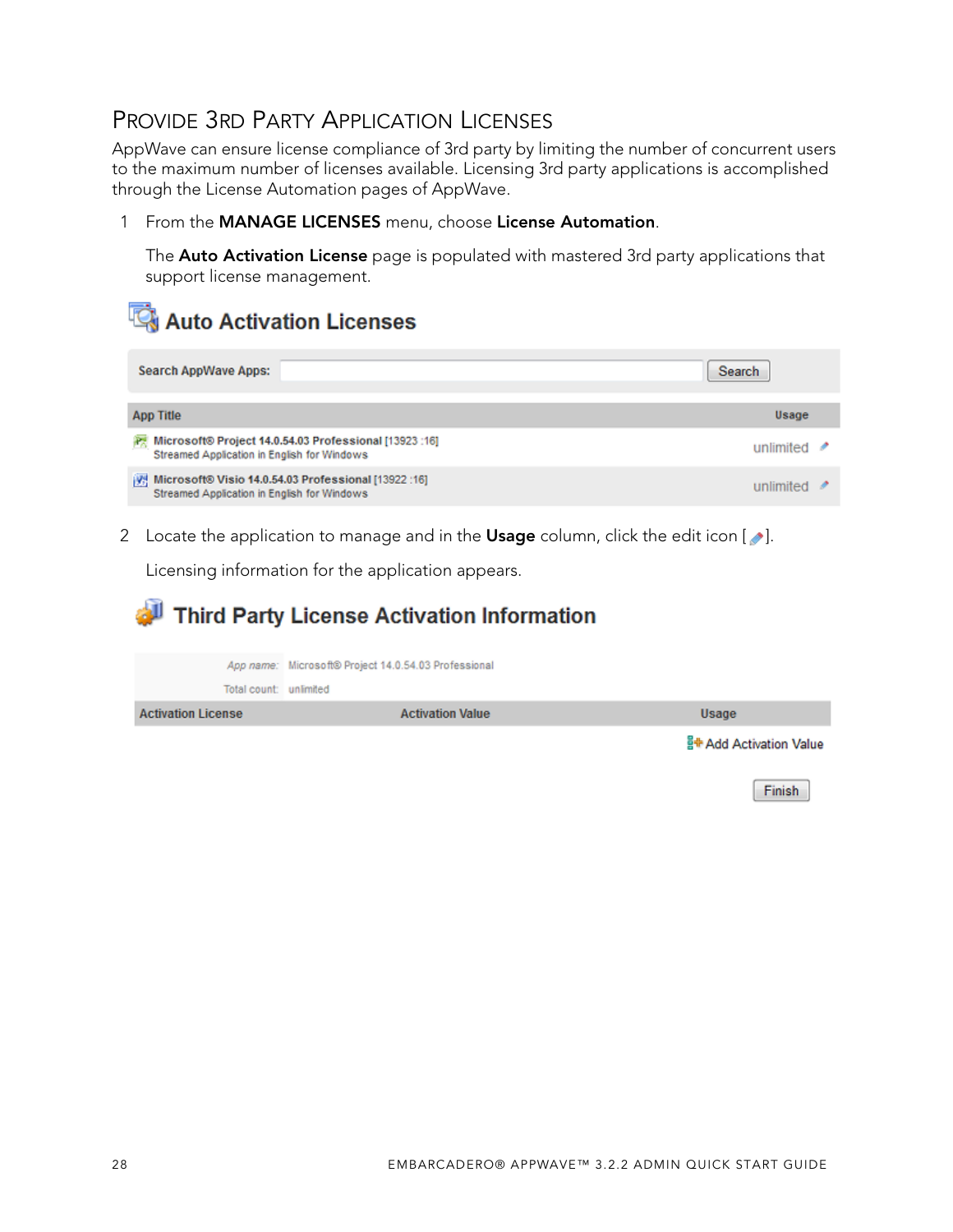## Provide 3rd Party Application Licenses

AppWave can ensure license compliance of 3rd party by limiting the number of concurrent users to the maximum number of licenses available. Licensing 3rd party applications is accomplished through the License Automation pages of AppWave.

1. From the **MANAGE LICENSES** menu, choose **License Automation**.

   The **Auto Activation License** page is populated with mastered 3rd party applications that support license management.

### Auto Activation Licenses

Search AppWave Apps: [ ] Search

| App Title | Usage |
|---|---|
| **Microsoft® Project 14.0.54.03 Professional** [13923 :16]<br>Streamed Application in English for Windows | unlimited |
| **Microsoft® Visio 14.0.54.03 Professional** [13922 :16]<br>Streamed Application in English for Windows | unlimited |

2. Locate the application to manage and in the **Usage** column, click the edit icon [ ].

   Licensing information for the application appears.

### Third Party License Activation Information

*App name:* Microsoft® Project 14.0.54.03 Professional

Total count: unlimited

| Activation License | Activation Value | Usage |
|---|---|---|
| | | Add Activation Value |

Finish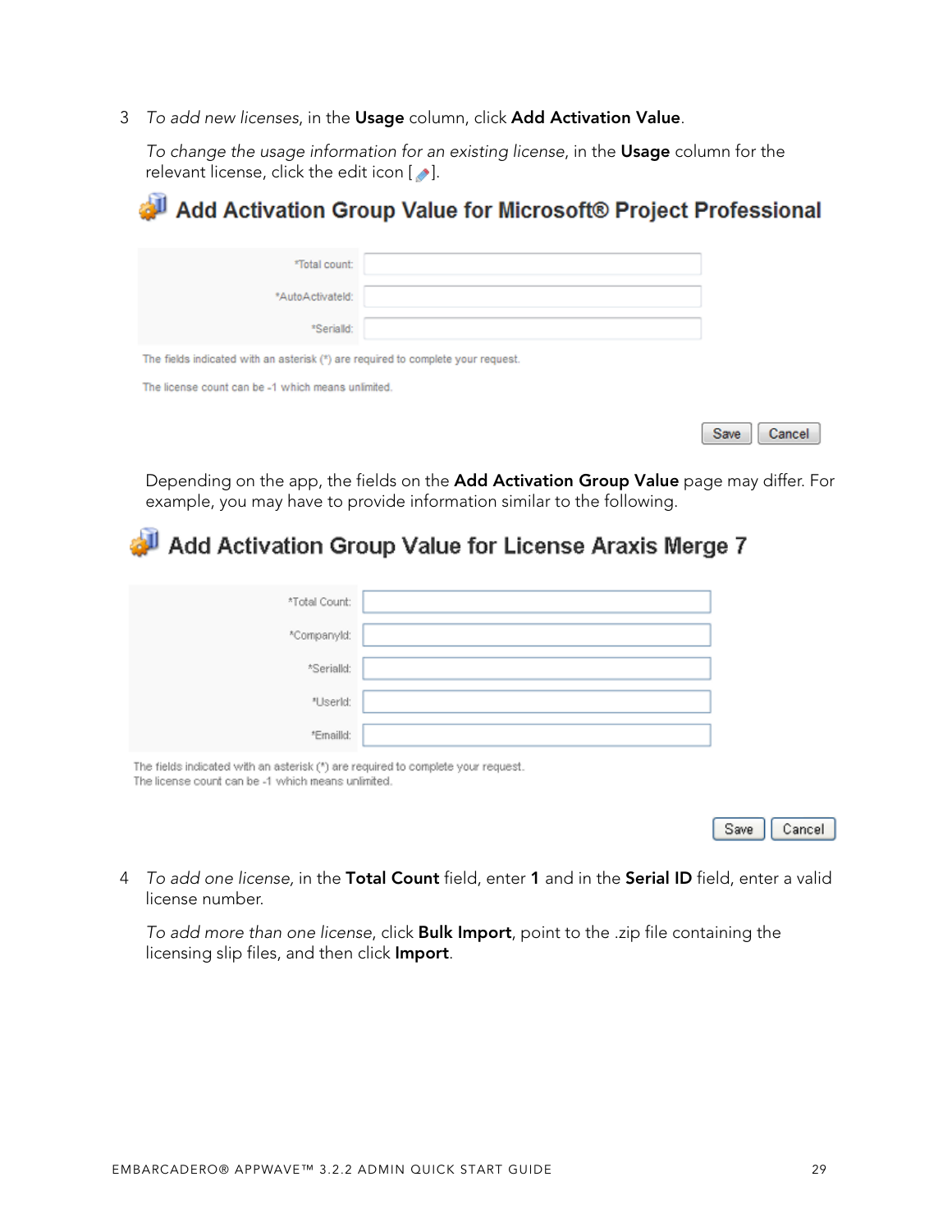3 *To add new licenses*, in the **Usage** column, click **Add Activation Value**.

*To change the usage information for an existing license*, in the **Usage** column for the relevant license, click the edit icon [ ].

## Add Activation Group Value for Microsoft® Project Professional

*Total count:

*AutoActivateId:

*SerialId:

The fields indicated with an asterisk (*) are required to complete your request.

The license count can be -1 which means unlimited.

Save Cancel

Depending on the app, the fields on the **Add Activation Group Value** page may differ. For example, you may have to provide information similar to the following.

## Add Activation Group Value for License Araxis Merge 7

*Total Count:

*CompanyId:

*SerialId:

*UserId:

*EmailId:

The fields indicated with an asterisk (*) are required to complete your request.
The license count can be -1 which means unlimited.

Save Cancel

4 *To add one license,* in the **Total Count** field, enter **1** and in the **Serial ID** field, enter a valid license number.

*To add more than one license*, click **Bulk Import**, point to the .zip file containing the licensing slip files, and then click **Import**.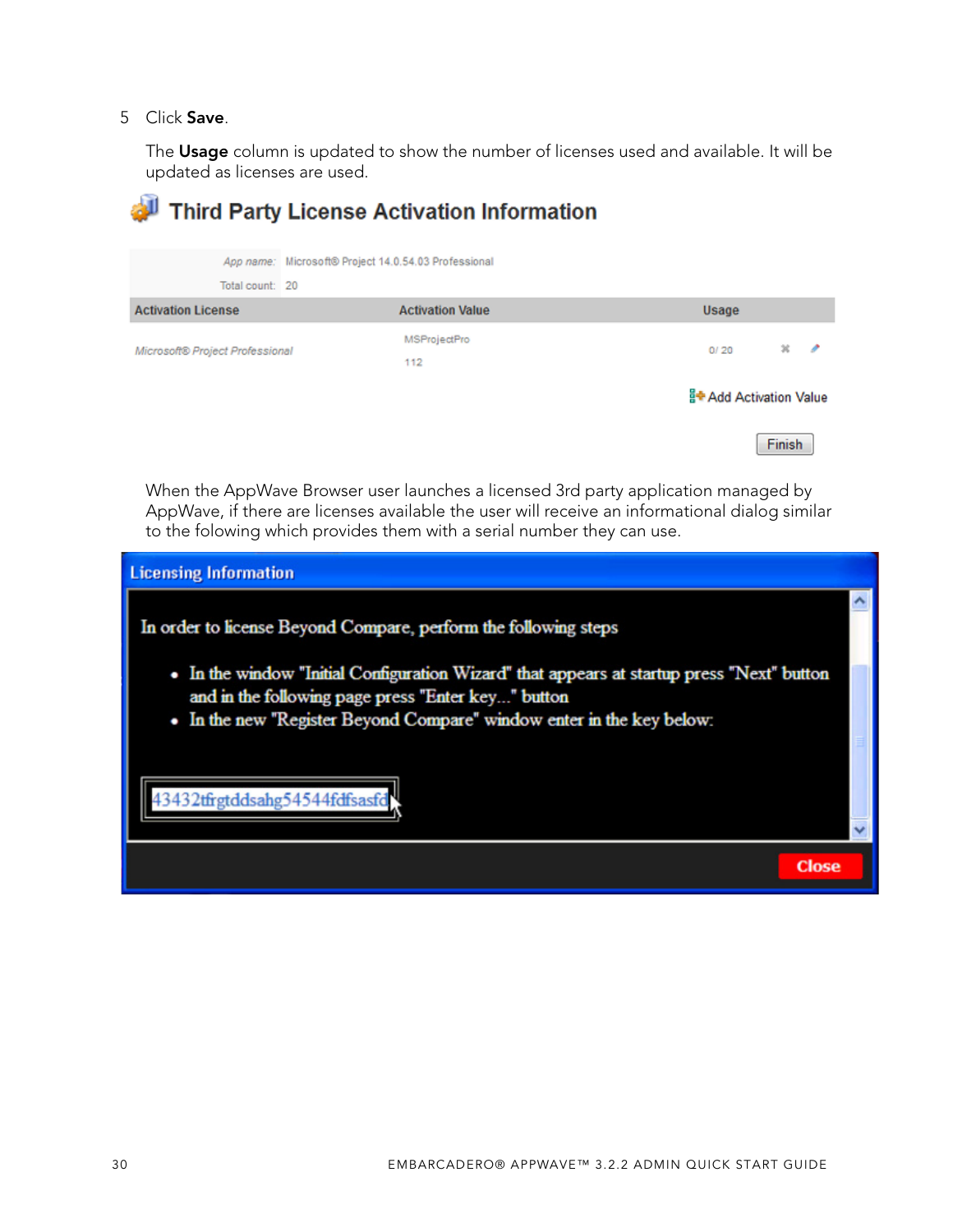5 Click **Save**.

The **Usage** column is updated to show the number of licenses used and available. It will be updated as licenses are used.

## Third Party License Activation Information

| | |
|---|---|
| App name: | Microsoft® Project 14.0.54.03 Professional |
| Total count: | 20 |

| Activation License | Activation Value | Usage |
|---|---|---|
| Microsoft® Project Professional | MSProjectPro<br>112 | 0/ 20 |

Add Activation Value

Finish

When the AppWave Browser user launches a licensed 3rd party application managed by AppWave, if there are licenses available the user will receive an informational dialog similar to the folowing which provides them with a serial number they can use.

**Licensing Information**

In order to license Beyond Compare, perform the following steps

- In the window "Initial Configuration Wizard" that appears at startup press "Next" button and in the following page press "Enter key..." button
- In the new "Register Beyond Compare" window enter in the key below:

43432tfrgtddsahg54544fdfsasfd

Close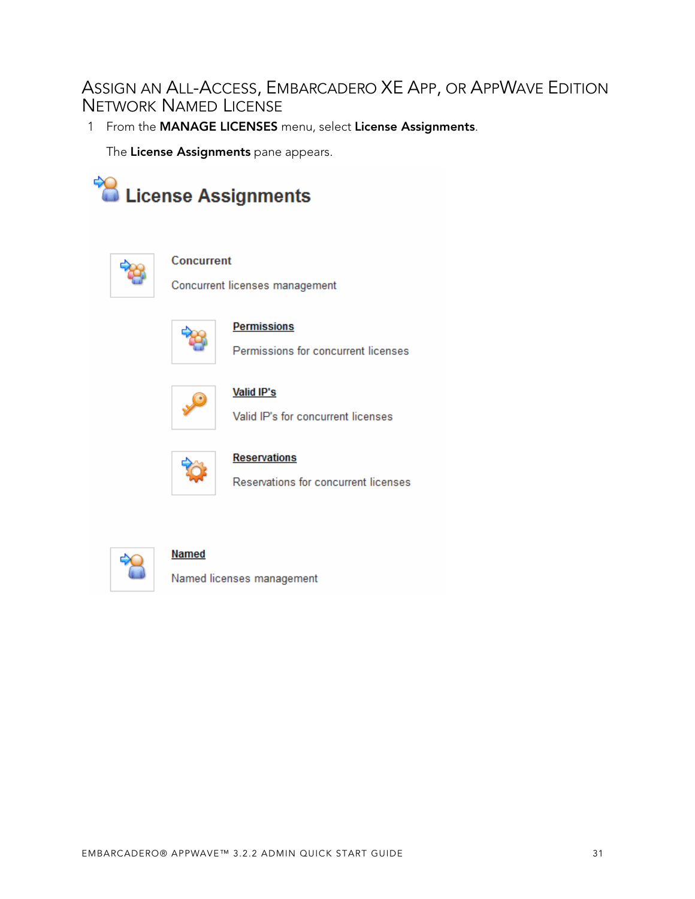## Assign an All-Access, Embarcadero XE App, or AppWave Edition Network Named License

1. From the **MANAGE LICENSES** menu, select **License Assignments**.

   The **License Assignments** pane appears.

   **License Assignments**

   **Concurrent**

   Concurrent licenses management

   **Permissions**

   Permissions for concurrent licenses

   **Valid IP's**

   Valid IP's for concurrent licenses

   **Reservations**

   Reservations for concurrent licenses

   **Named**

   Named licenses management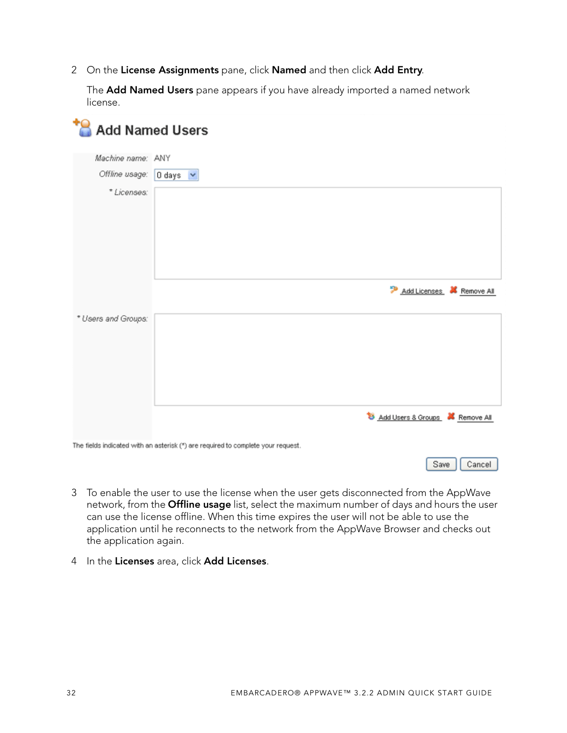2 On the **License Assignments** pane, click **Named** and then click **Add Entry**.

   The **Add Named Users** pane appears if you have already imported a named network license.

## Add Named Users

Machine name: ANY

Offline usage: 0 days

* Licenses:

Add Licenses | Remove All

* Users and Groups:

Add Users & Groups | Remove All

The fields indicated with an asterisk (*) are required to complete your request.

Save | Cancel

3 To enable the user to use the license when the user gets disconnected from the AppWave network, from the **Offline usage** list, select the maximum number of days and hours the user can use the license offline. When this time expires the user will not be able to use the application until he reconnects to the network from the AppWave Browser and checks out the application again.

4 In the **Licenses** area, click **Add Licenses**.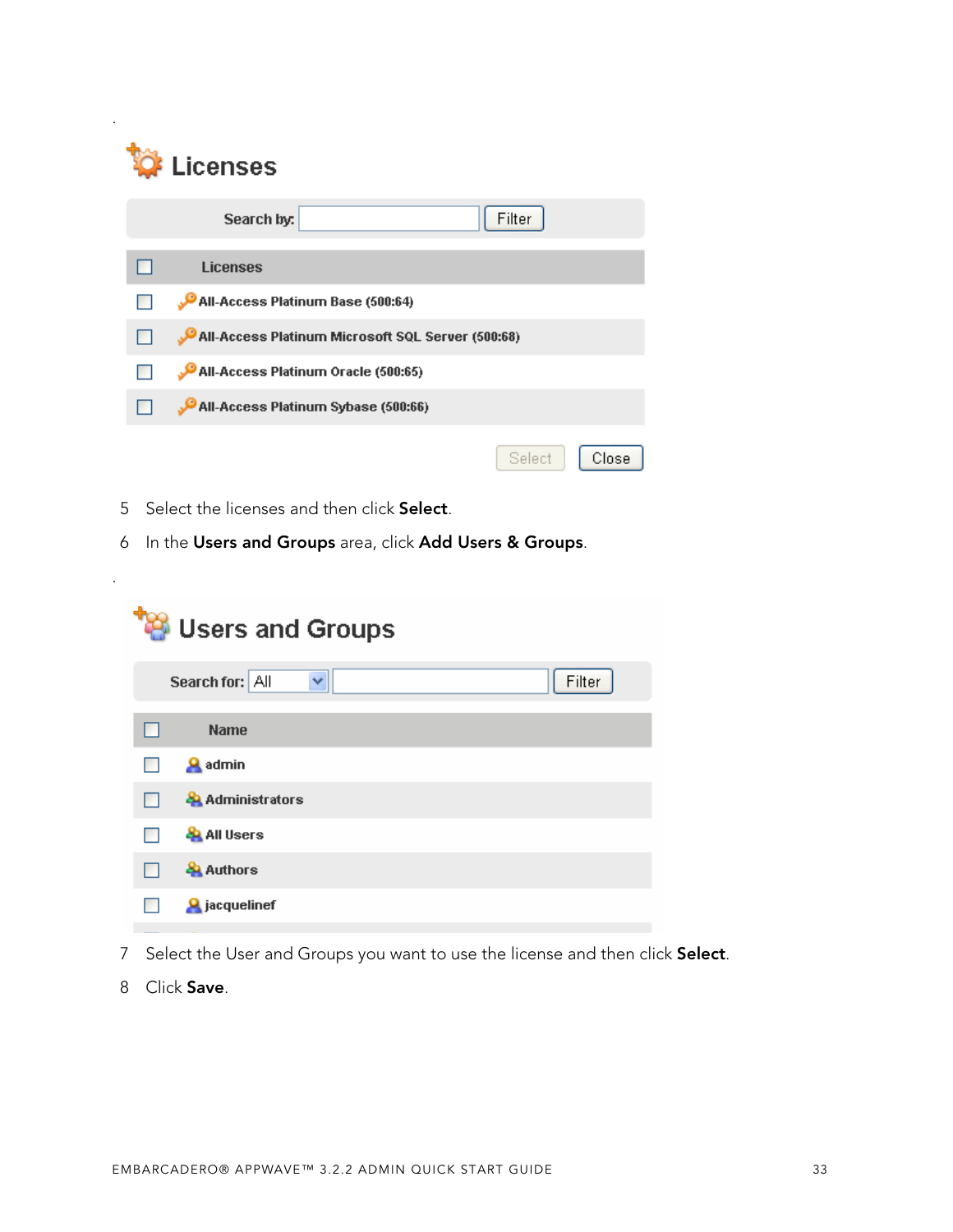.

**Licenses**

Search by: [ ] Filter

| | Licenses |
|---|---|
| ☐ | All-Access Platinum Base (500:64) |
| ☐ | All-Access Platinum Microsoft SQL Server (500:68) |
| ☐ | All-Access Platinum Oracle (500:65) |
| ☐ | All-Access Platinum Sybase (500:66) |

Select Close

5 Select the licenses and then click **Select**.

6 In the **Users and Groups** area, click **Add Users & Groups**.

.

**Users and Groups**

Search for: All [ ] Filter

| | Name |
|---|---|
| ☐ | admin |
| ☐ | Administrators |
| ☐ | All Users |
| ☐ | Authors |
| ☐ | jacquelinef |

7 Select the User and Groups you want to use the license and then click **Select**.

8 Click **Save**.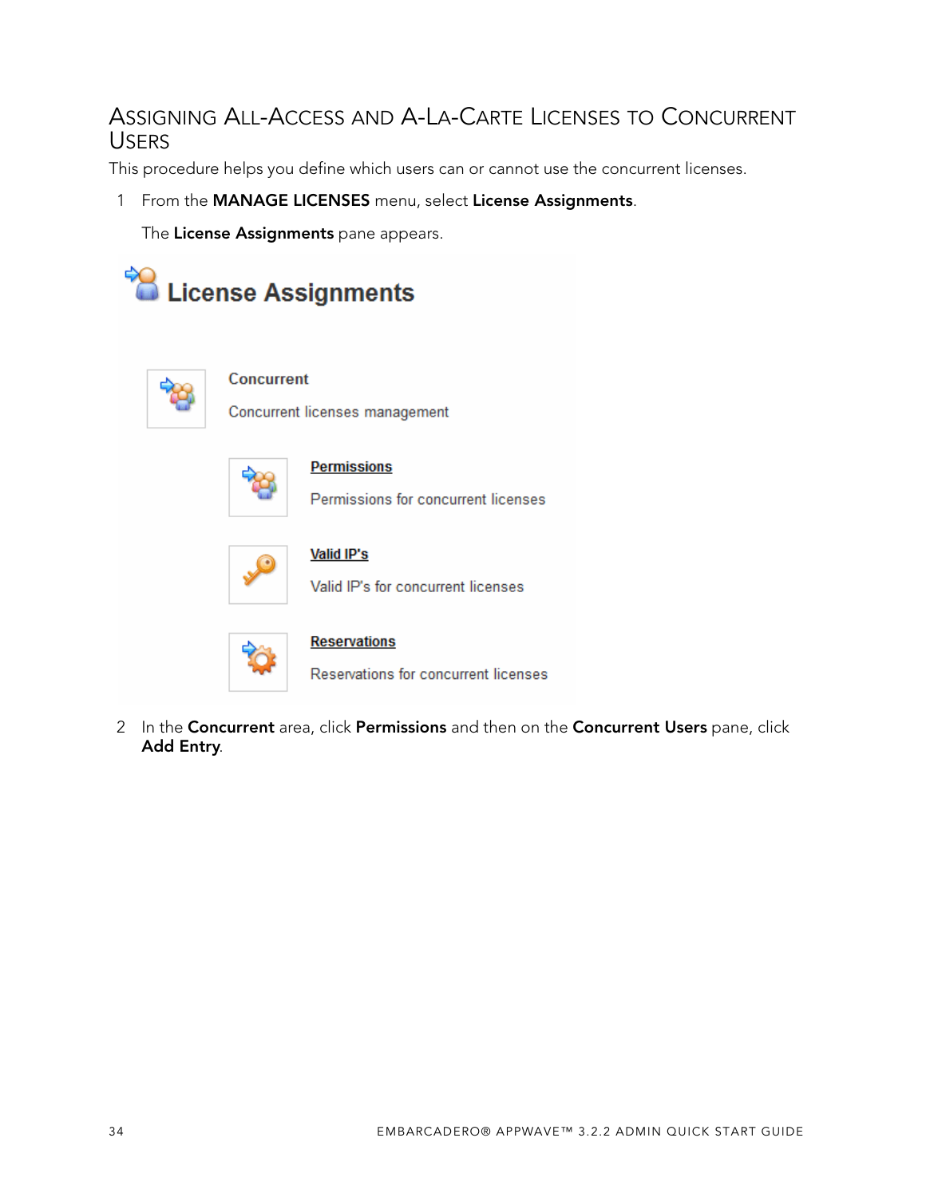## Assigning All-Access and A-La-Carte Licenses to Concurrent Users

This procedure helps you define which users can or cannot use the concurrent licenses.

1. From the **MANAGE LICENSES** menu, select **License Assignments**.

   The **License Assignments** pane appears.

   License Assignments

   Concurrent

   Concurrent licenses management

   Permissions

   Permissions for concurrent licenses

   Valid IP's

   Valid IP's for concurrent licenses

   Reservations

   Reservations for concurrent licenses

2. In the **Concurrent** area, click **Permissions** and then on the **Concurrent Users** pane, click **Add Entry**.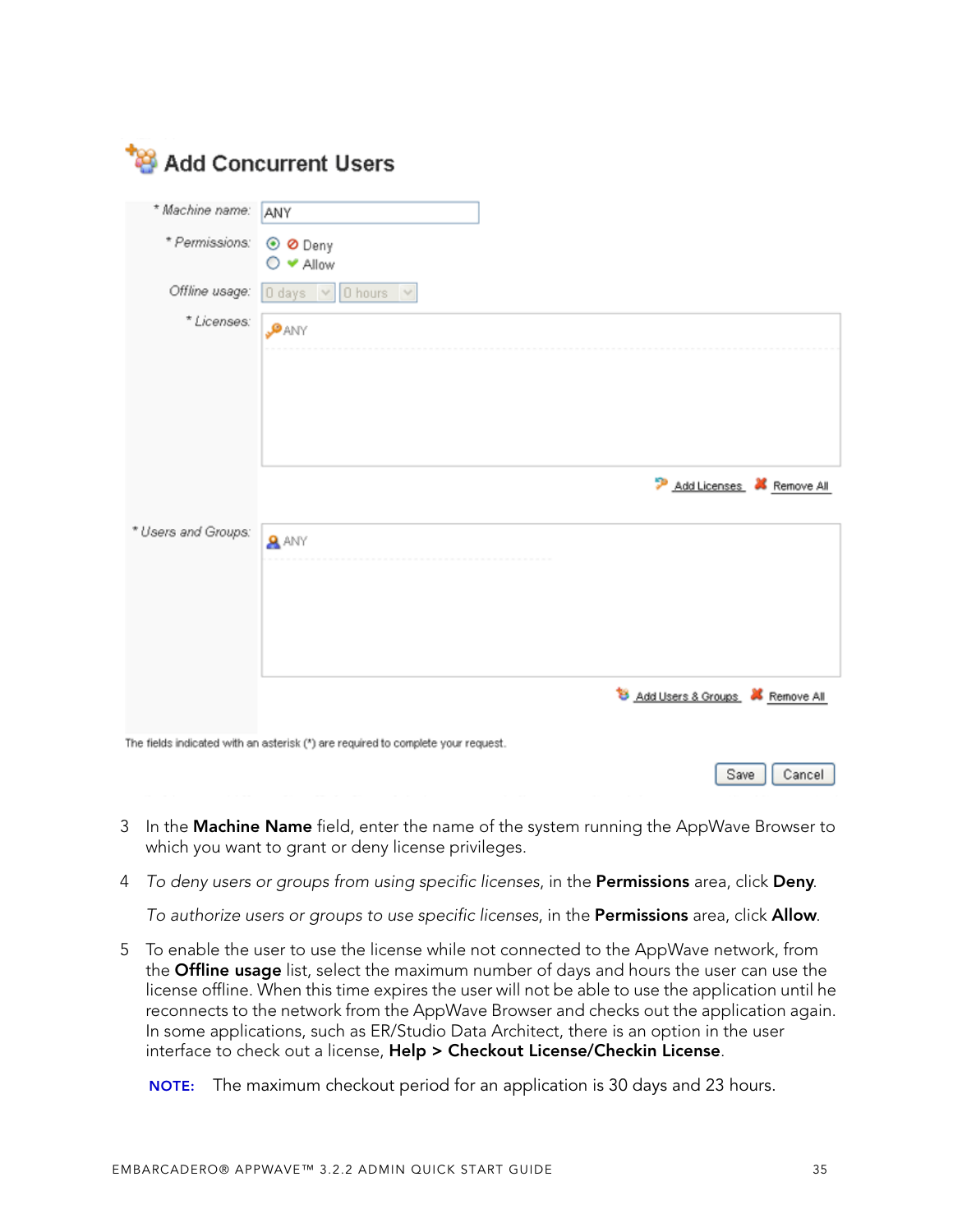## Add Concurrent Users

| | |
|---|---|
| * Machine name: | ANY |
| * Permissions: | ⊙ Deny<br>○ Allow |
| Offline usage: | 0 days / 0 hours |
| * Licenses: | ANY |
| | Add Licenses   Remove All |
| * Users and Groups: | ANY |
| | Add Users & Groups   Remove All |

The fields indicated with an asterisk (*) are required to complete your request.

Save   Cancel

3 In the **Machine Name** field, enter the name of the system running the AppWave Browser to which you want to grant or deny license privileges.

4 *To deny users or groups from using specific licenses*, in the **Permissions** area, click **Deny**.

   *To authorize users or groups to use specific licenses*, in the **Permissions** area, click **Allow**.

5 To enable the user to use the license while not connected to the AppWave network, from the **Offline usage** list, select the maximum number of days and hours the user can use the license offline. When this time expires the user will not be able to use the application until he reconnects to the network from the AppWave Browser and checks out the application again. In some applications, such as ER/Studio Data Architect, there is an option in the user interface to check out a license, **Help > Checkout License/Checkin License**.

   **NOTE:** The maximum checkout period for an application is 30 days and 23 hours.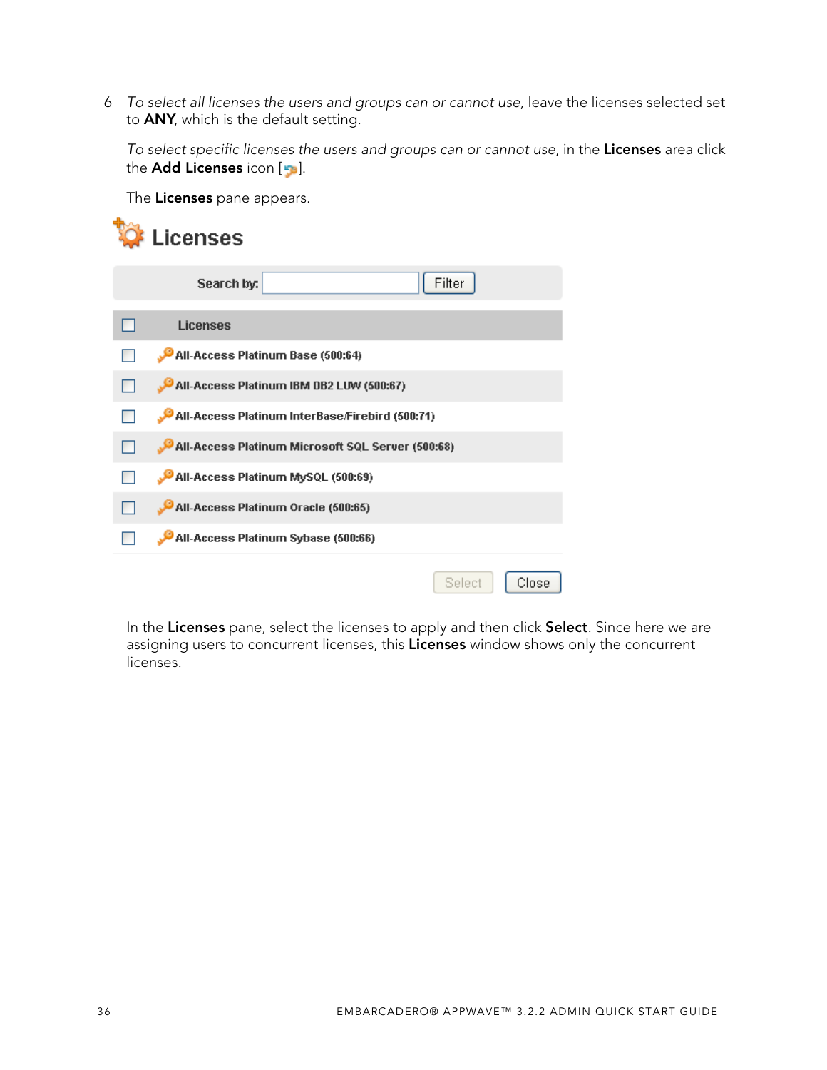6 *To select all licenses the users and groups can or cannot use*, leave the licenses selected set to **ANY**, which is the default setting.

*To select specific licenses the users and groups can or cannot use*, in the **Licenses** area click the **Add Licenses** icon [ ].

The **Licenses** pane appears.

**Licenses**

Search by: [ ] Filter

| ☐ | Licenses |
|---|---|
| ☐ | All-Access Platinum Base (500:64) |
| ☐ | All-Access Platinum IBM DB2 LUW (500:67) |
| ☐ | All-Access Platinum InterBase/Firebird (500:71) |
| ☐ | All-Access Platinum Microsoft SQL Server (500:68) |
| ☐ | All-Access Platinum MySQL (500:69) |
| ☐ | All-Access Platinum Oracle (500:65) |
| ☐ | All-Access Platinum Sybase (500:66) |

Select | Close

In the **Licenses** pane, select the licenses to apply and then click **Select**. Since here we are assigning users to concurrent licenses, this **Licenses** window shows only the concurrent licenses.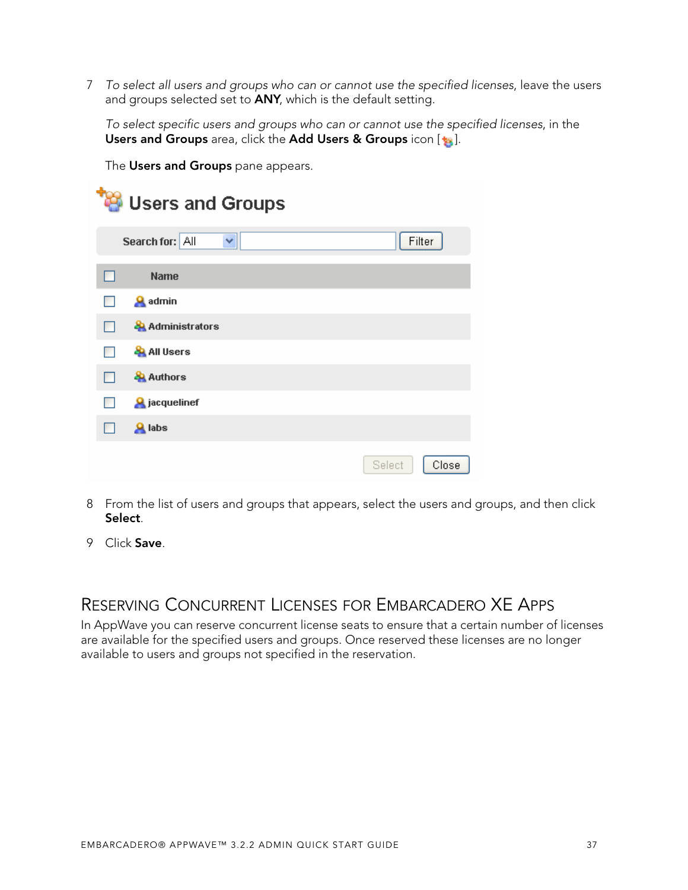7 *To select all users and groups who can or cannot use the specified licenses*, leave the users and groups selected set to **ANY**, which is the default setting.

   *To select specific users and groups who can or cannot use the specified licenses*, in the **Users and Groups** area, click the **Add Users & Groups** icon [ ].

   The **Users and Groups** pane appears.

8 From the list of users and groups that appears, select the users and groups, and then click **Select**.

9 Click **Save**.

## Reserving Concurrent Licenses for Embarcadero XE Apps

In AppWave you can reserve concurrent license seats to ensure that a certain number of licenses are available for the specified users and groups. Once reserved these licenses are no longer available to users and groups not specified in the reservation.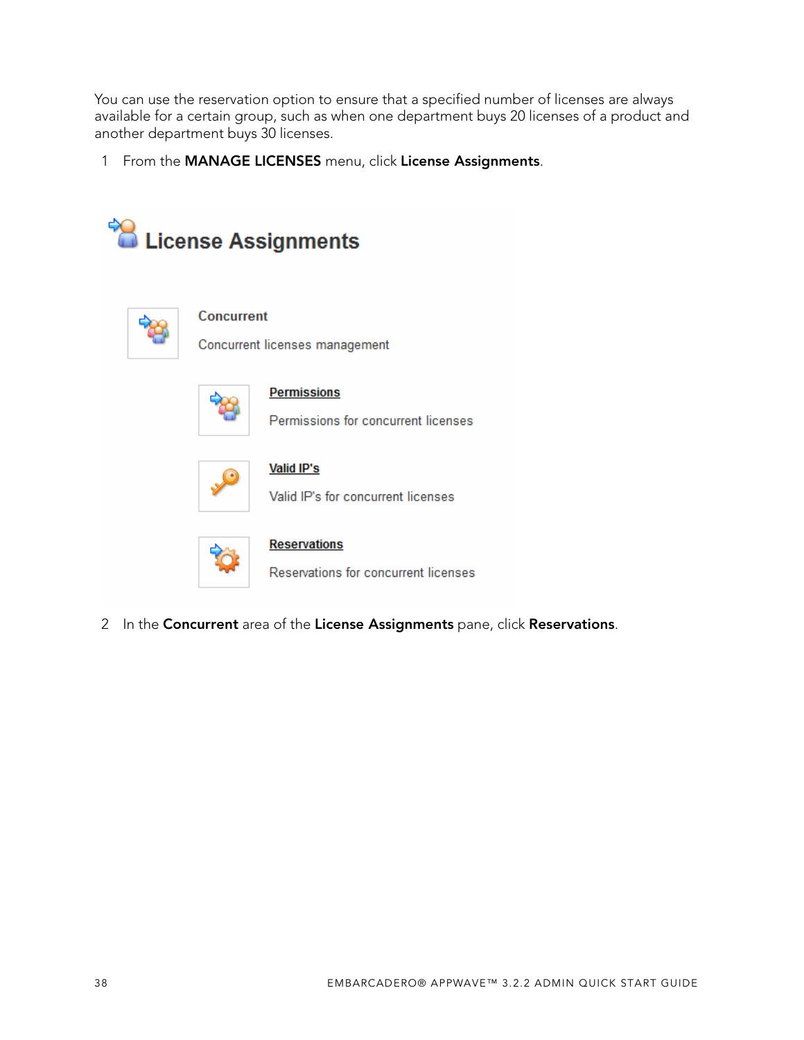You can use the reservation option to ensure that a specified number of licenses are always available for a certain group, such as when one department buys 20 licenses of a product and another department buys 30 licenses.

1 From the **MANAGE LICENSES** menu, click **License Assignments**.

2 In the **Concurrent** area of the **License Assignments** pane, click **Reservations**.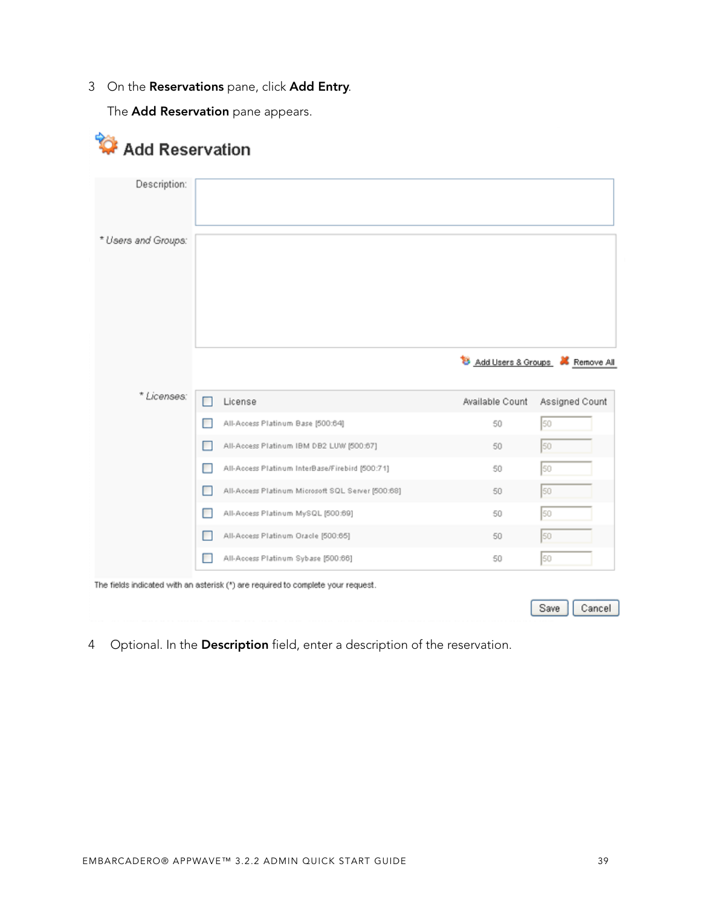3 On the **Reservations** pane, click **Add Entry**.

The **Add Reservation** pane appears.

## Add Reservation

Description:

* Users and Groups:

Add Users & Groups   Remove All

* Licenses:

| | License | Available Count | Assigned Count |
|---|---|---|---|
| ☐ | All-Access Platinum Base [500:64] | 50 | 50 |
| ☐ | All-Access Platinum IBM DB2 LUW [500:67] | 50 | 50 |
| ☐ | All-Access Platinum InterBase/Firebird [500:71] | 50 | 50 |
| ☐ | All-Access Platinum Microsoft SQL Server [500:68] | 50 | 50 |
| ☐ | All-Access Platinum MySQL [500:69] | 50 | 50 |
| ☐ | All-Access Platinum Oracle [500:65] | 50 | 50 |
| ☐ | All-Access Platinum Sybase [500:66] | 50 | 50 |

The fields indicated with an asterisk (*) are required to complete your request.

Save   Cancel

4 Optional. In the **Description** field, enter a description of the reservation.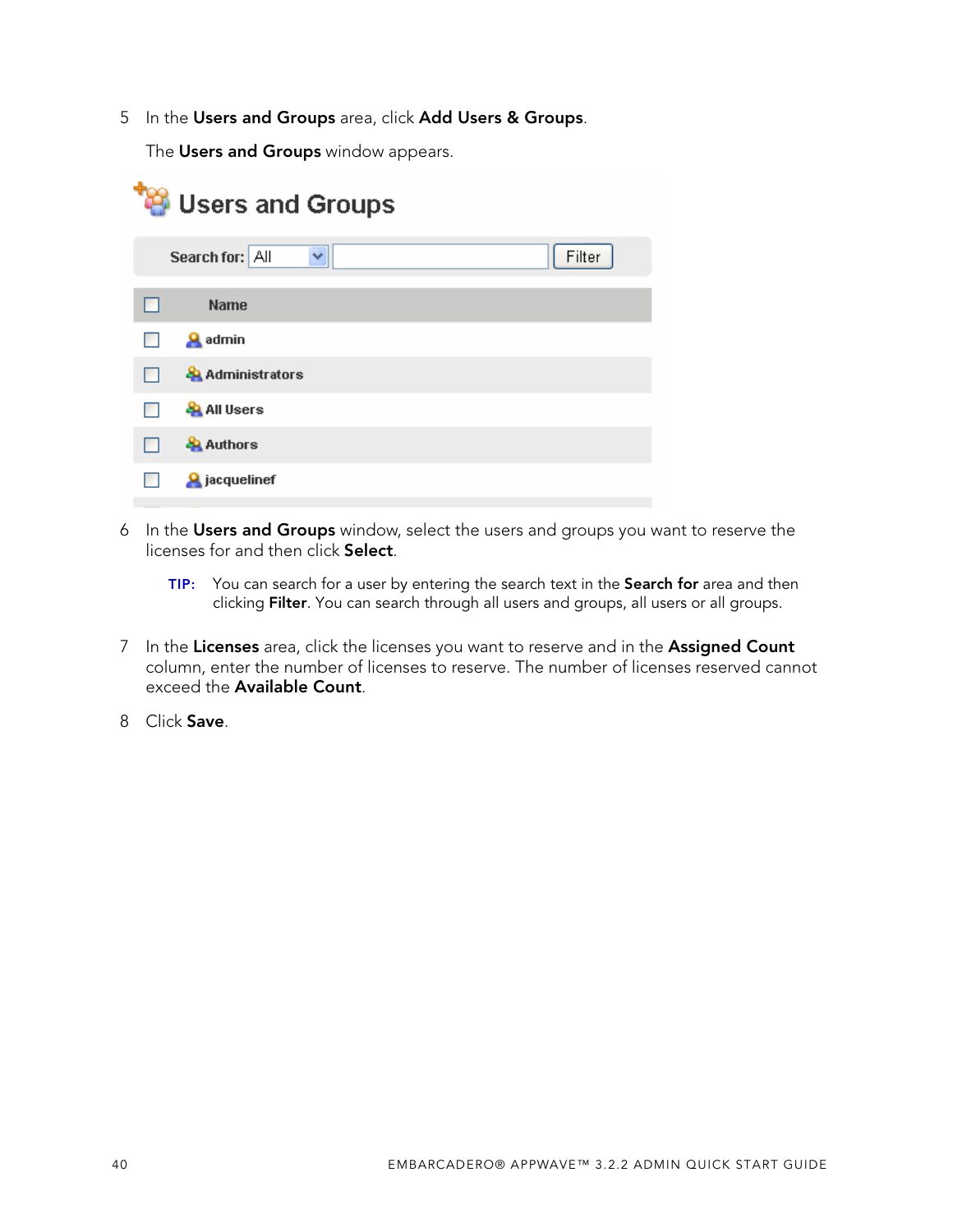5 In the **Users and Groups** area, click **Add Users & Groups**.

The **Users and Groups** window appears.

6 In the **Users and Groups** window, select the users and groups you want to reserve the licenses for and then click **Select**.

**TIP:** You can search for a user by entering the search text in the **Search for** area and then clicking **Filter**. You can search through all users and groups, all users or all groups.

7 In the **Licenses** area, click the licenses you want to reserve and in the **Assigned Count** column, enter the number of licenses to reserve. The number of licenses reserved cannot exceed the **Available Count**.

8 Click **Save**.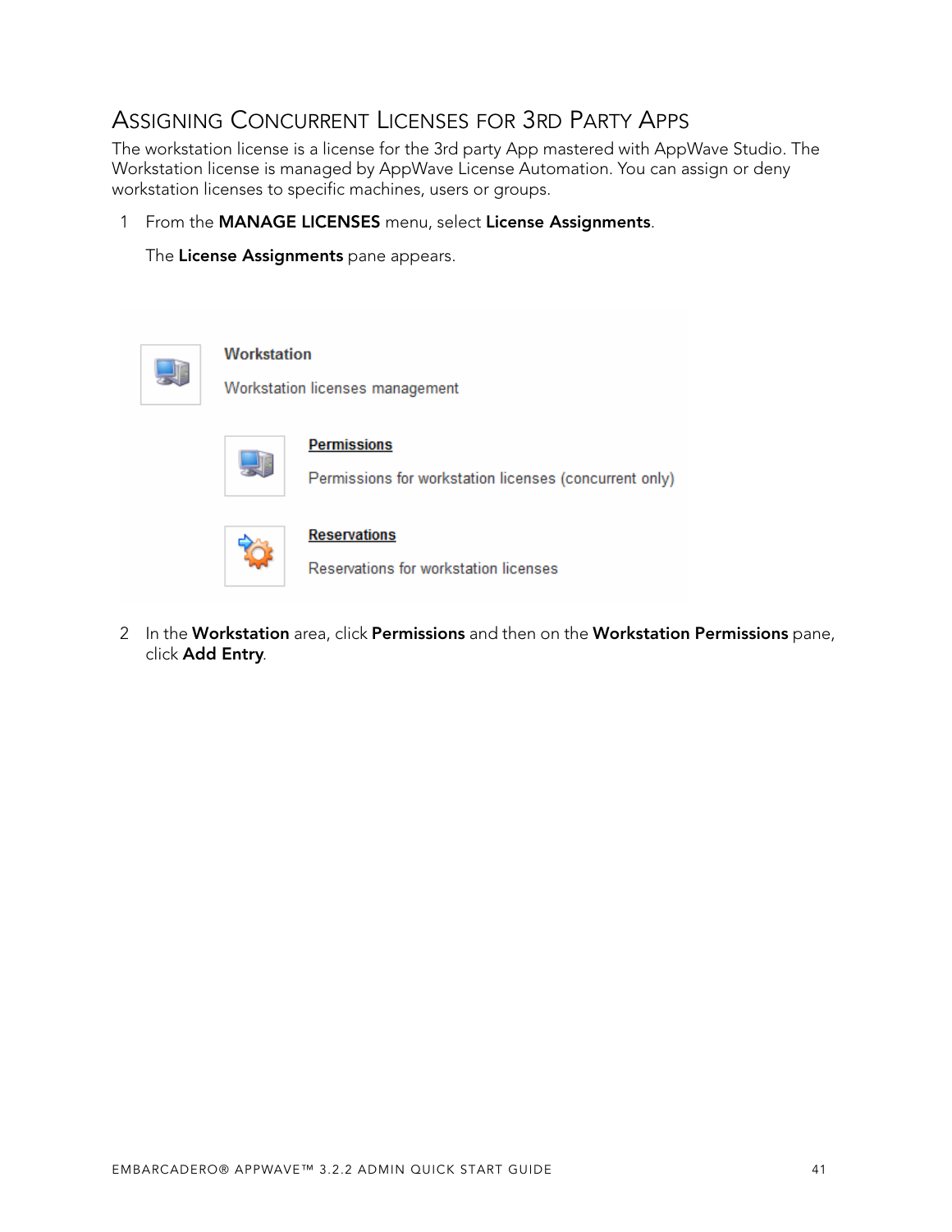## Assigning Concurrent Licenses for 3rd Party Apps

The workstation license is a license for the 3rd party App mastered with AppWave Studio. The Workstation license is managed by AppWave License Automation. You can assign or deny workstation licenses to specific machines, users or groups.

1 From the **MANAGE LICENSES** menu, select **License Assignments**.

The **License Assignments** pane appears.

**Workstation**

Workstation licenses management

**Permissions**

Permissions for workstation licenses (concurrent only)

**Reservations**

Reservations for workstation licenses

2 In the **Workstation** area, click **Permissions** and then on the **Workstation Permissions** pane, click **Add Entry**.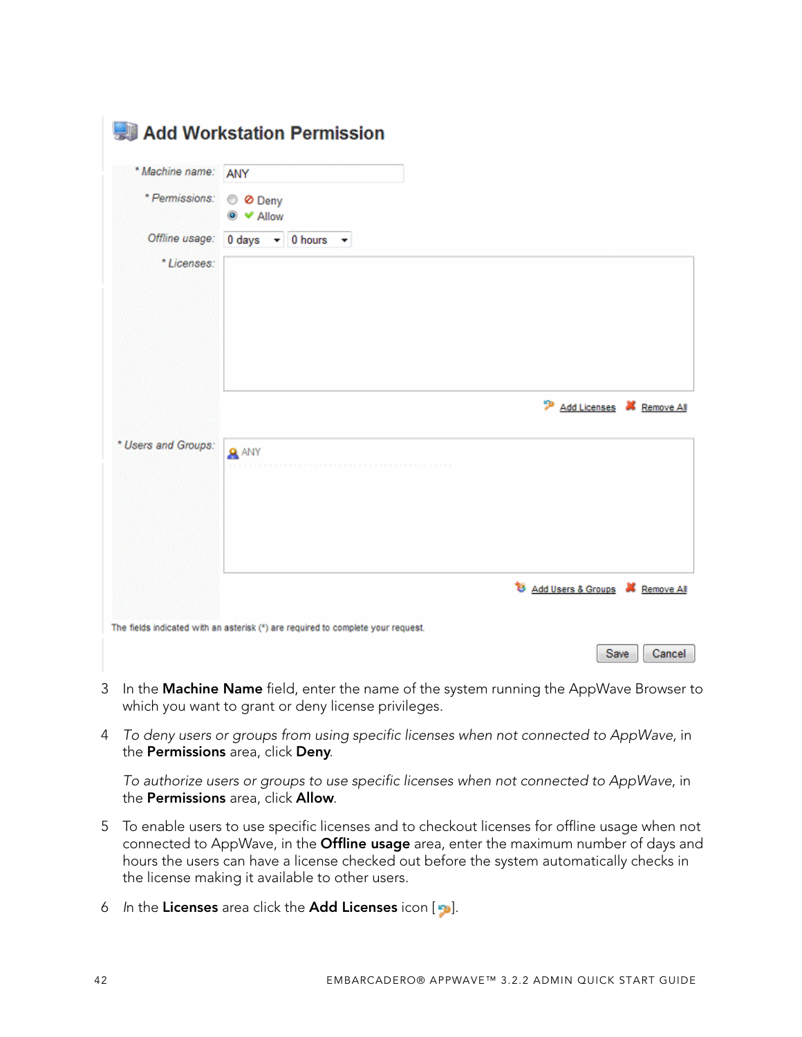## Add Workstation Permission

| | |
|---|---|
| * Machine name: | ANY |
| * Permissions: | Deny / Allow |
| Offline usage: | 0 days · 0 hours |
| * Licenses: | Add Licenses · Remove All |
| * Users and Groups: | ANY · Add Users & Groups · Remove All |

The fields indicated with an asterisk (*) are required to complete your request.

Save · Cancel

3 In the **Machine Name** field, enter the name of the system running the AppWave Browser to which you want to grant or deny license privileges.

4 *To deny users or groups from using specific licenses when not connected to AppWave*, in the **Permissions** area, click **Deny**.

   *To authorize users or groups to use specific licenses when not connected to AppWave*, in the **Permissions** area, click **Allow**.

5 To enable users to use specific licenses and to checkout licenses for offline usage when not connected to AppWave, in the **Offline usage** area, enter the maximum number of days and hours the users can have a license checked out before the system automatically checks in the license making it available to other users.

6 *I*n the **Licenses** area click the **Add Licenses** icon [ ].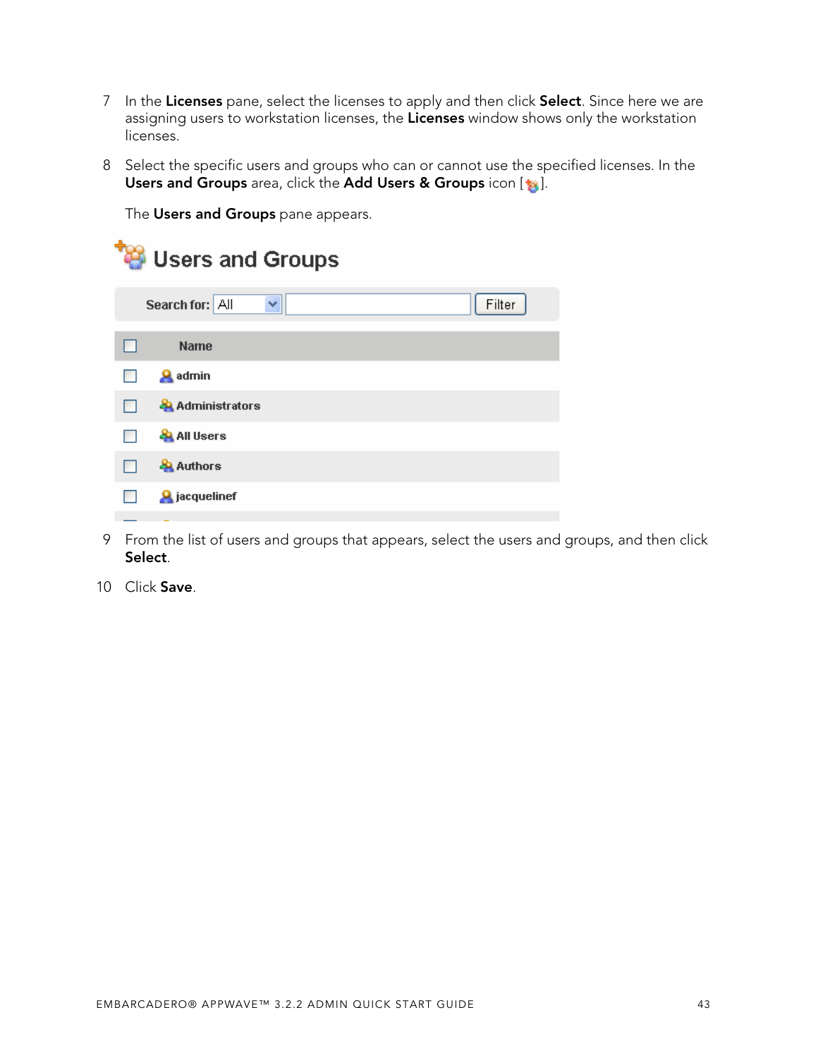7 In the **Licenses** pane, select the licenses to apply and then click **Select**. Since here we are assigning users to workstation licenses, the **Licenses** window shows only the workstation licenses.

8 Select the specific users and groups who can or cannot use the specified licenses. In the **Users and Groups** area, click the **Add Users & Groups** icon [ ].

The **Users and Groups** pane appears.

9 From the list of users and groups that appears, select the users and groups, and then click **Select**.

10 Click **Save**.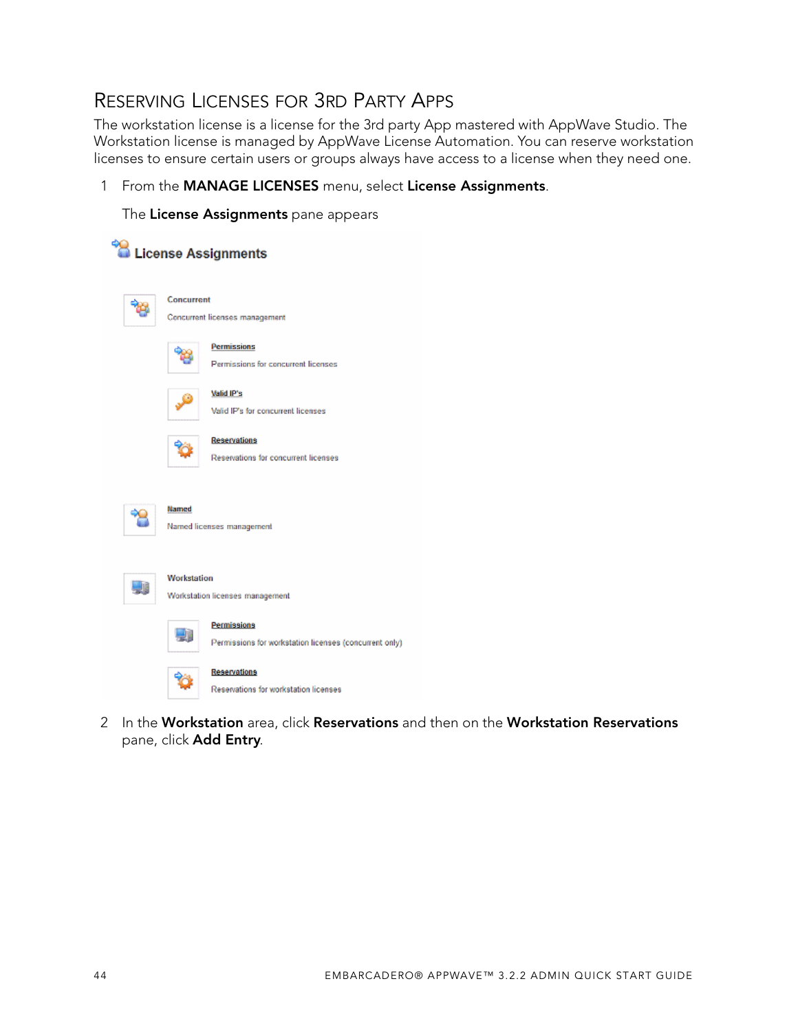## Reserving Licenses for 3rd Party Apps

The workstation license is a license for the 3rd party App mastered with AppWave Studio. The Workstation license is managed by AppWave License Automation. You can reserve workstation licenses to ensure certain users or groups always have access to a license when they need one.

1. From the **MANAGE LICENSES** menu, select **License Assignments**.

   The **License Assignments** pane appears

   **License Assignments**

   Concurrent
   Concurrent licenses management

   Permissions
   Permissions for concurrent licenses

   Valid IP's
   Valid IP's for concurrent licenses

   Reservations
   Reservations for concurrent licenses

   Named
   Named licenses management

   Workstation
   Workstation licenses management

   Permissions
   Permissions for workstation licenses (concurrent only)

   Reservations
   Reservations for workstation licenses

2. In the **Workstation** area, click **Reservations** and then on the **Workstation Reservations** pane, click **Add Entry**.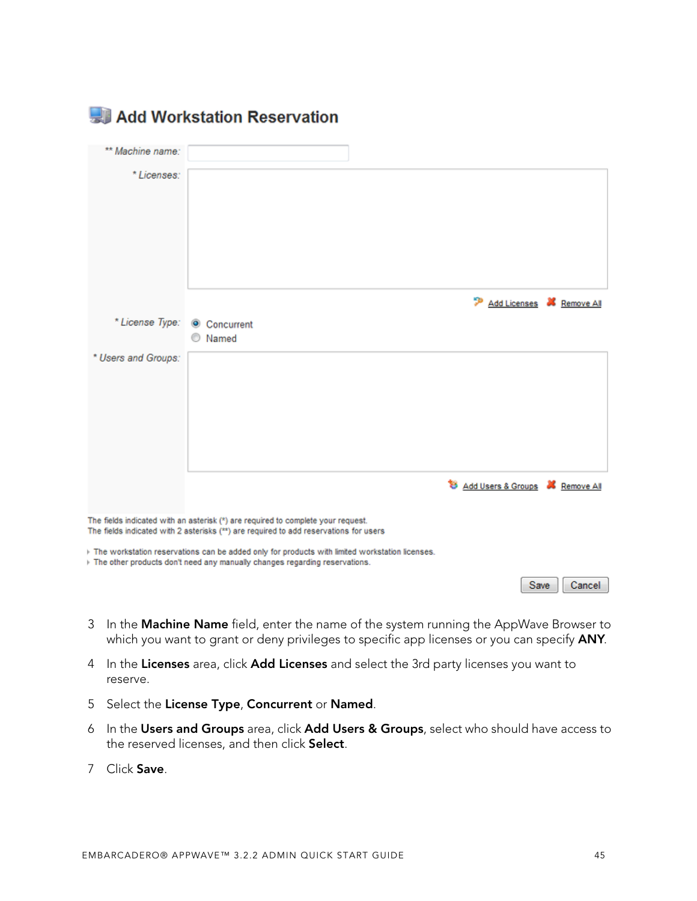# Add Workstation Reservation

** Machine name:

* Licenses:

Add Licenses   Remove All

* License Type:

- Concurrent
- Named

* Users and Groups:

Add Users & Groups   Remove All

The fields indicated with an asterisk (*) are required to complete your request.
The fields indicated with 2 asterisks (**) are required to add reservations for users

- The workstation reservations can be added only for products with limited workstation licenses.
- The other products don't need any manually changes regarding reservations.

Save   Cancel

3. In the **Machine Name** field, enter the name of the system running the AppWave Browser to which you want to grant or deny privileges to specific app licenses or you can specify **ANY**.
4. In the **Licenses** area, click **Add Licenses** and select the 3rd party licenses you want to reserve.
5. Select the **License Type**, **Concurrent** or **Named**.
6. In the **Users and Groups** area, click **Add Users & Groups**, select who should have access to the reserved licenses, and then click **Select**.
7. Click **Save**.